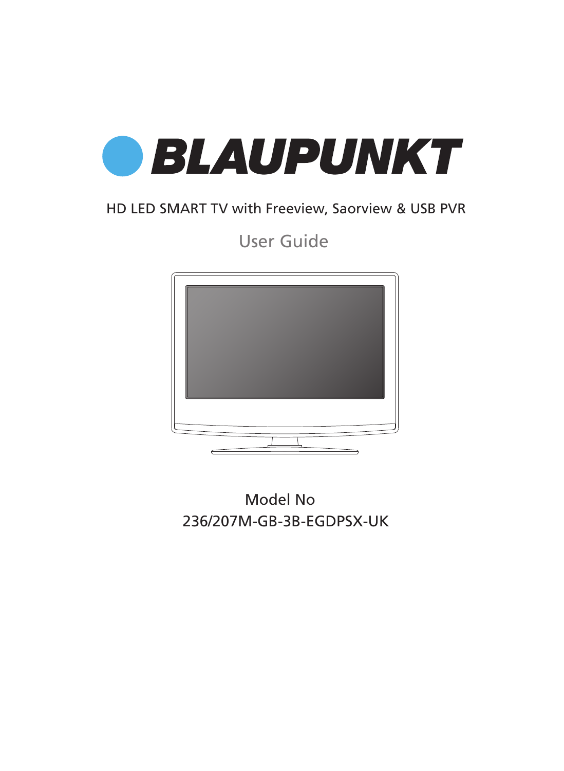# BLAUPUNKT

HD LED SMART TV with Freeview, Saorview & USB PVR

## User Guide

Model No

236/207M-GB-3B-EGDPSX-UK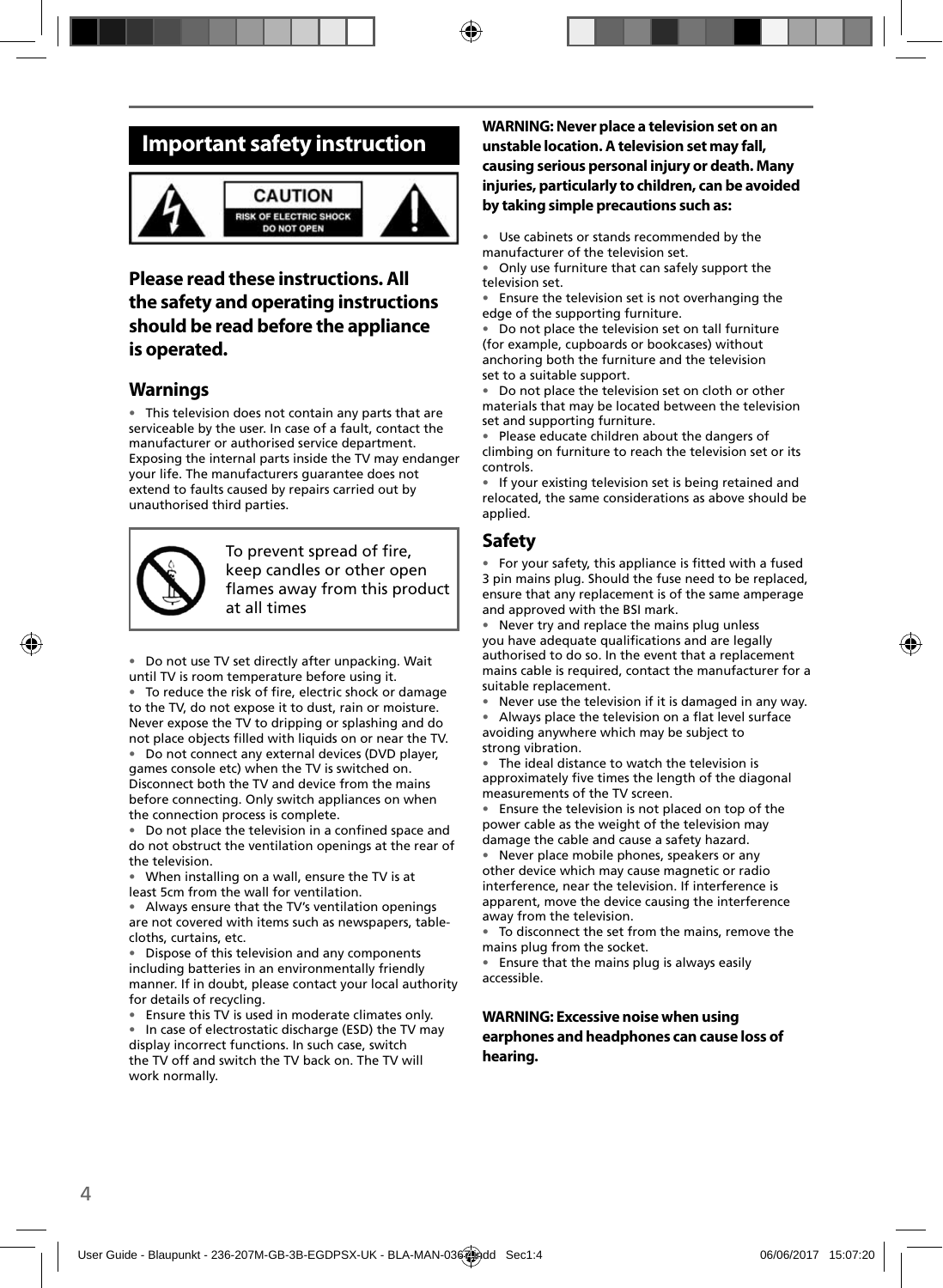# Important safety instruction

CAUTION
RISK OF ELECTRIC SHOCK
DO NOT OPEN

## Please read these instructions. All the safety and operating instructions should be read before the appliance is operated.

### Warnings

- This television does not contain any parts that are serviceable by the user. In case of a fault, contact the manufacturer or authorised service department. Exposing the internal parts inside the TV may endanger your life. The manufacturers guarantee does not extend to faults caused by repairs carried out by unauthorised third parties.

To prevent spread of fire, keep candles or other open flames away from this product at all times

- Do not use TV set directly after unpacking. Wait until TV is room temperature before using it.
- To reduce the risk of fire, electric shock or damage to the TV, do not expose it to dust, rain or moisture. Never expose the TV to dripping or splashing and do not place objects filled with liquids on or near the TV.
- Do not connect any external devices (DVD player, games console etc) when the TV is switched on. Disconnect both the TV and device from the mains before connecting. Only switch appliances on when the connection process is complete.
- Do not place the television in a confined space and do not obstruct the ventilation openings at the rear of the television.
- When installing on a wall, ensure the TV is at least 5cm from the wall for ventilation.
- Always ensure that the TV's ventilation openings are not covered with items such as newspapers, table-cloths, curtains, etc.
- Dispose of this television and any components including batteries in an environmentally friendly manner. If in doubt, please contact your local authority for details of recycling.
- Ensure this TV is used in moderate climates only.
- In case of electrostatic discharge (ESD) the TV may display incorrect functions. In such case, switch the TV off and switch the TV back on. The TV will work normally.

**WARNING: Never place a television set on an unstable location. A television set may fall, causing serious personal injury or death. Many injuries, particularly to children, can be avoided by taking simple precautions such as:**

- Use cabinets or stands recommended by the manufacturer of the television set.
- Only use furniture that can safely support the television set.
- Ensure the television set is not overhanging the edge of the supporting furniture.
- Do not place the television set on tall furniture (for example, cupboards or bookcases) without anchoring both the furniture and the television set to a suitable support.
- Do not place the television set on cloth or other materials that may be located between the television set and supporting furniture.
- Please educate children about the dangers of climbing on furniture to reach the television set or its controls.
- If your existing television set is being retained and relocated, the same considerations as above should be applied.

### Safety

- For your safety, this appliance is fitted with a fused 3 pin mains plug. Should the fuse need to be replaced, ensure that any replacement is of the same amperage and approved with the BSI mark.
- Never try and replace the mains plug unless you have adequate qualifications and are legally authorised to do so. In the event that a replacement mains cable is required, contact the manufacturer for a suitable replacement.
- Never use the television if it is damaged in any way.
- Always place the television on a flat level surface avoiding anywhere which may be subject to strong vibration.
- The ideal distance to watch the television is approximately five times the length of the diagonal measurements of the TV screen.
- Ensure the television is not placed on top of the power cable as the weight of the television may damage the cable and cause a safety hazard.
- Never place mobile phones, speakers or any other device which may cause magnetic or radio interference, near the television. If interference is apparent, move the device causing the interference away from the television.
- To disconnect the set from the mains, remove the mains plug from the socket.
- Ensure that the mains plug is always easily accessible.

**WARNING: Excessive noise when using earphones and headphones can cause loss of hearing.**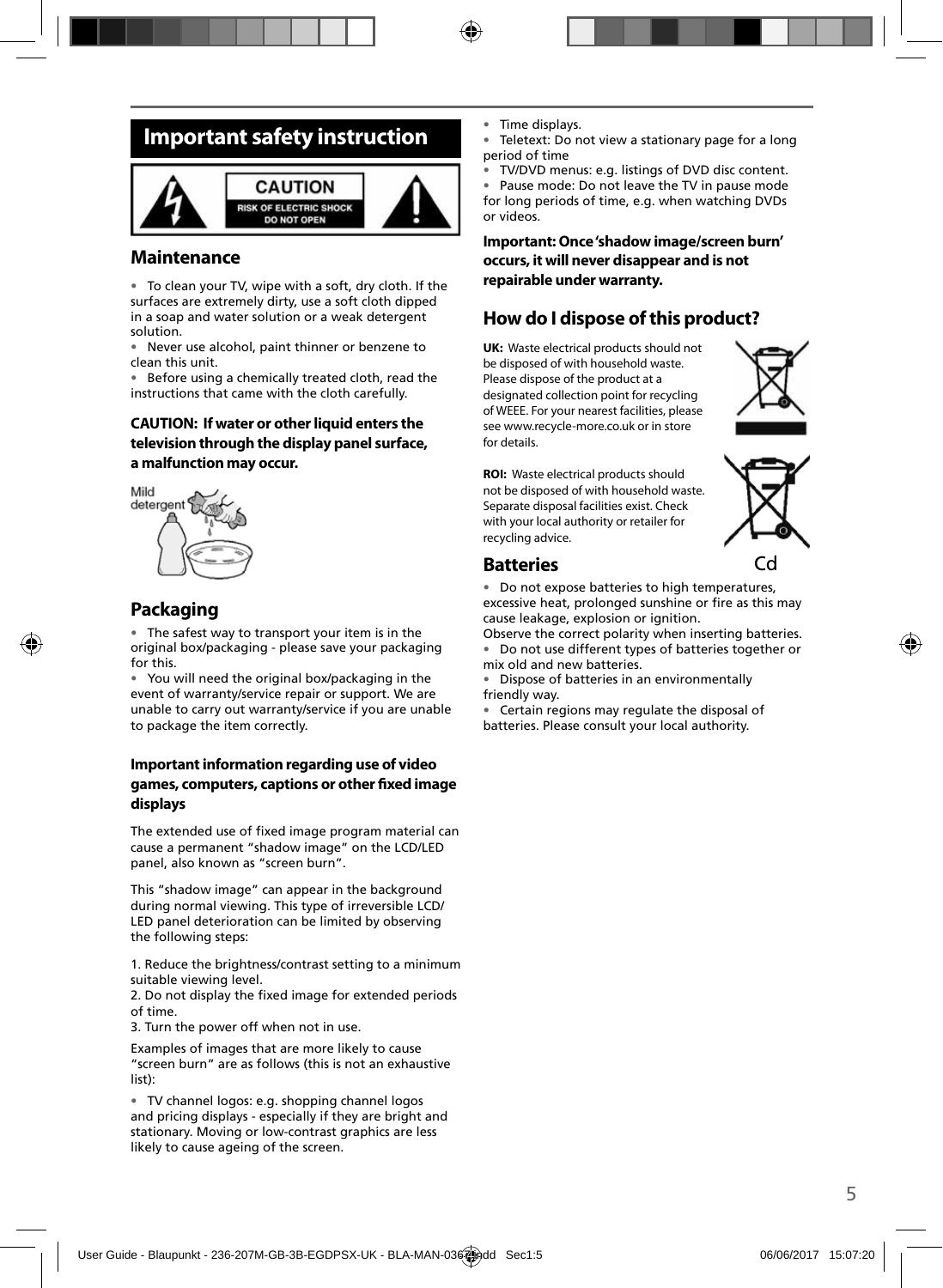# Important safety instruction

CAUTION
RISK OF ELECTRIC SHOCK
DO NOT OPEN

## Maintenance

- To clean your TV, wipe with a soft, dry cloth. If the surfaces are extremely dirty, use a soft cloth dipped in a soap and water solution or a weak detergent solution.
- Never use alcohol, paint thinner or benzene to clean this unit.
- Before using a chemically treated cloth, read the instructions that came with the cloth carefully.

**CAUTION: If water or other liquid enters the television through the display panel surface, a malfunction may occur.**

Mild detergent

## Packaging

- The safest way to transport your item is in the original box/packaging - please save your packaging for this.
- You will need the original box/packaging in the event of warranty/service repair or support. We are unable to carry out warranty/service if you are unable to package the item correctly.

### Important information regarding use of video games, computers, captions or other fixed image displays

The extended use of fixed image program material can cause a permanent "shadow image" on the LCD/LED panel, also known as "screen burn".

This "shadow image" can appear in the background during normal viewing. This type of irreversible LCD/LED panel deterioration can be limited by observing the following steps:

1. Reduce the brightness/contrast setting to a minimum suitable viewing level.
2. Do not display the fixed image for extended periods of time.
3. Turn the power off when not in use.

Examples of images that are more likely to cause "screen burn" are as follows (this is not an exhaustive list):

- TV channel logos: e.g. shopping channel logos and pricing displays - especially if they are bright and stationary. Moving or low-contrast graphics are less likely to cause ageing of the screen.
- Time displays.
- Teletext: Do not view a stationary page for a long period of time
- TV/DVD menus: e.g. listings of DVD disc content.
- Pause mode: Do not leave the TV in pause mode for long periods of time, e.g. when watching DVDs or videos.

**Important: Once 'shadow image/screen burn' occurs, it will never disappear and is not repairable under warranty.**

## How do I dispose of this product?

**UK:** Waste electrical products should not be disposed of with household waste. Please dispose of the product at a designated collection point for recycling of WEEE. For your nearest facilities, please see www.recycle-more.co.uk or in store for details.

**ROI:** Waste electrical products should not be disposed of with household waste. Separate disposal facilities exist. Check with your local authority or retailer for recycling advice.

Cd

## Batteries

- Do not expose batteries to high temperatures, excessive heat, prolonged sunshine or fire as this may cause leakage, explosion or ignition.

Observe the correct polarity when inserting batteries.
- Do not use different types of batteries together or mix old and new batteries.
- Dispose of batteries in an environmentally friendly way.
- Certain regions may regulate the disposal of batteries. Please consult your local authority.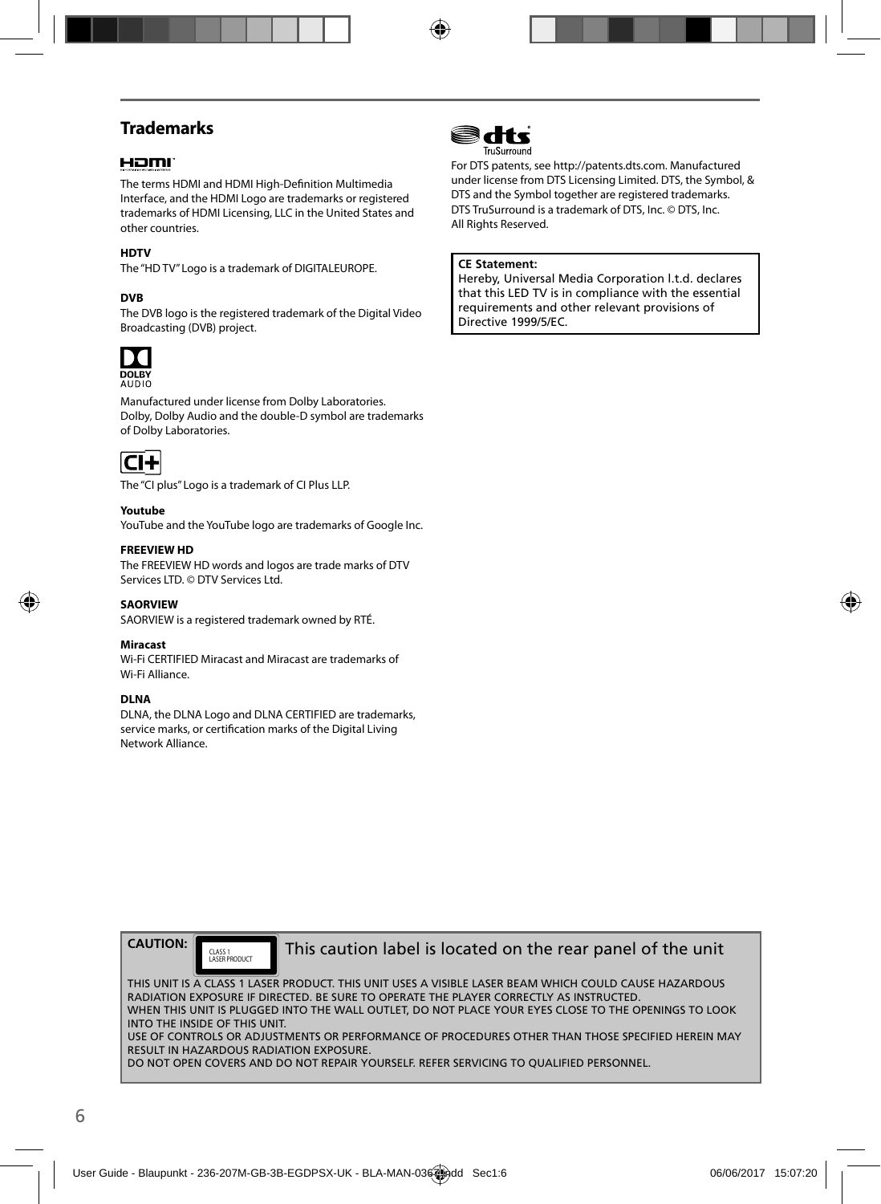## Trademarks

The terms HDMI and HDMI High-Definition Multimedia Interface, and the HDMI Logo are trademarks or registered trademarks of HDMI Licensing, LLC in the United States and other countries.

**HDTV**

The "HD TV" Logo is a trademark of DIGITALEUROPE.

**DVB**

The DVB logo is the registered trademark of the Digital Video Broadcasting (DVB) project.

Manufactured under license from Dolby Laboratories. Dolby, Dolby Audio and the double-D symbol are trademarks of Dolby Laboratories.

The "CI plus" Logo is a trademark of CI Plus LLP.

**Youtube**

YouTube and the YouTube logo are trademarks of Google Inc.

**FREEVIEW HD**

The FREEVIEW HD words and logos are trade marks of DTV Services LTD. © DTV Services Ltd.

**SAORVIEW**

SAORVIEW is a registered trademark owned by RTÉ.

**Miracast**

Wi-Fi CERTIFIED Miracast and Miracast are trademarks of Wi-Fi Alliance.

**DLNA**

DLNA, the DLNA Logo and DLNA CERTIFIED are trademarks, service marks, or certification marks of the Digital Living Network Alliance.

For DTS patents, see http://patents.dts.com. Manufactured under license from DTS Licensing Limited. DTS, the Symbol, & DTS and the Symbol together are registered trademarks. DTS TruSurround is a trademark of DTS, Inc. © DTS, Inc. All Rights Reserved.

**CE Statement:**
Hereby, Universal Media Corporation l.t.d. declares that this LED TV is in compliance with the essential requirements and other relevant provisions of Directive 1999/5/EC.

**CAUTION:** CLASS 1 LASER PRODUCT — This caution label is located on the rear panel of the unit

THIS UNIT IS A CLASS 1 LASER PRODUCT. THIS UNIT USES A VISIBLE LASER BEAM WHICH COULD CAUSE HAZARDOUS RADIATION EXPOSURE IF DIRECTED. BE SURE TO OPERATE THE PLAYER CORRECTLY AS INSTRUCTED.
WHEN THIS UNIT IS PLUGGED INTO THE WALL OUTLET, DO NOT PLACE YOUR EYES CLOSE TO THE OPENINGS TO LOOK INTO THE INSIDE OF THIS UNIT.
USE OF CONTROLS OR ADJUSTMENTS OR PERFORMANCE OF PROCEDURES OTHER THAN THOSE SPECIFIED HEREIN MAY RESULT IN HAZARDOUS RADIATION EXPOSURE.
DO NOT OPEN COVERS AND DO NOT REPAIR YOURSELF. REFER SERVICING TO QUALIFIED PERSONNEL.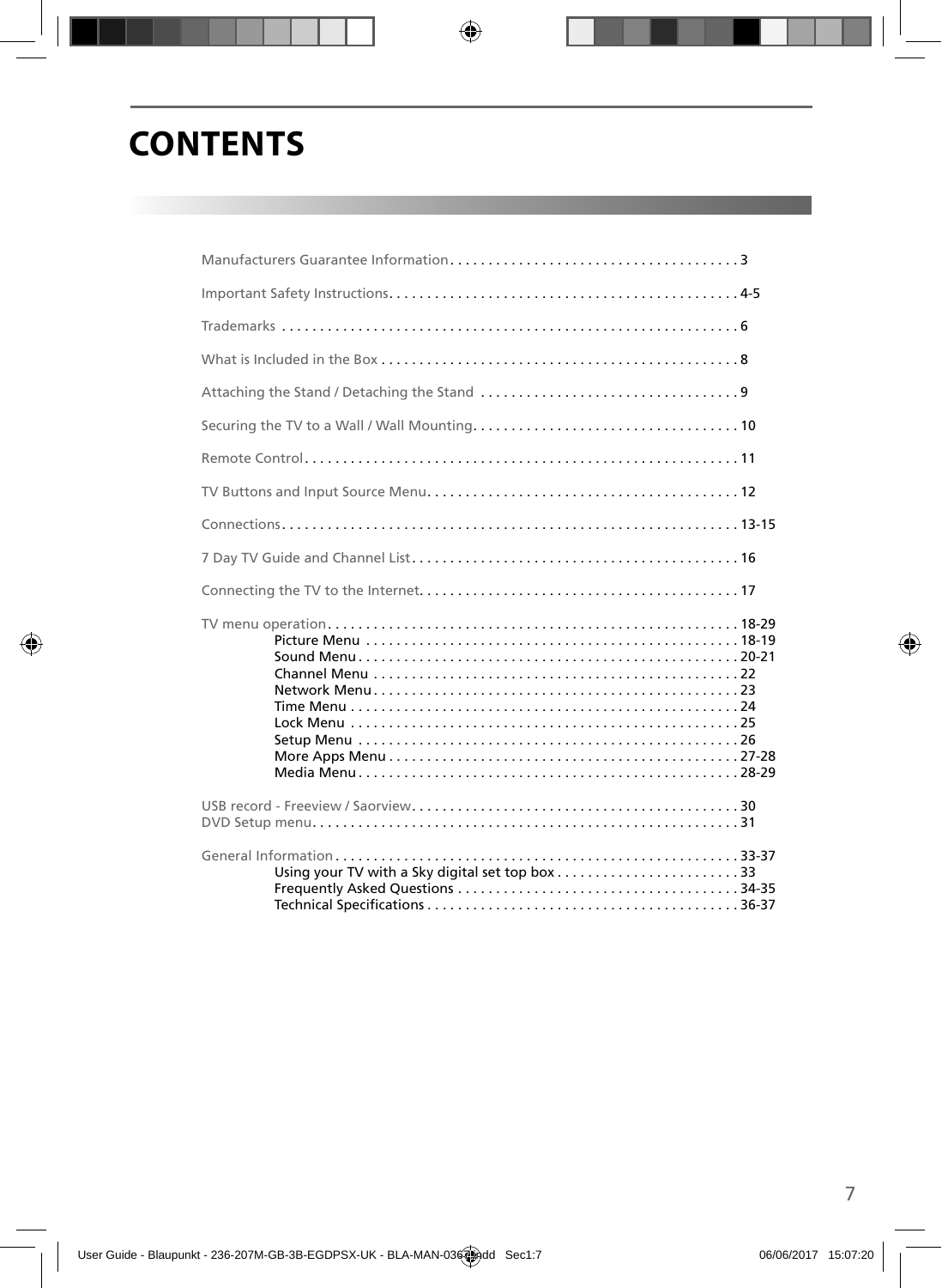# CONTENTS

Manufacturers Guarantee Information . . . . . . . . . . . . . . . . . . . . . . . . . . . . . . . . . . . . . 3

Important Safety Instructions. . . . . . . . . . . . . . . . . . . . . . . . . . . . . . . . . . . . . . . . . . . . . 4-5

Trademarks . . . . . . . . . . . . . . . . . . . . . . . . . . . . . . . . . . . . . . . . . . . . . . . . . . . . . . . . . . . 6

What is Included in the Box . . . . . . . . . . . . . . . . . . . . . . . . . . . . . . . . . . . . . . . . . . . . . . 8

Attaching the Stand / Detaching the Stand . . . . . . . . . . . . . . . . . . . . . . . . . . . . . . . . . 9

Securing the TV to a Wall / Wall Mounting. . . . . . . . . . . . . . . . . . . . . . . . . . . . . . . . . . 10

Remote Control. . . . . . . . . . . . . . . . . . . . . . . . . . . . . . . . . . . . . . . . . . . . . . . . . . . . . . . . 11

TV Buttons and Input Source Menu. . . . . . . . . . . . . . . . . . . . . . . . . . . . . . . . . . . . . . . . 12

Connections. . . . . . . . . . . . . . . . . . . . . . . . . . . . . . . . . . . . . . . . . . . . . . . . . . . . . . . . . . . 13-15

7 Day TV Guide and Channel List. . . . . . . . . . . . . . . . . . . . . . . . . . . . . . . . . . . . . . . . . . 16

Connecting the TV to the Internet. . . . . . . . . . . . . . . . . . . . . . . . . . . . . . . . . . . . . . . . . 17

TV menu operation. . . . . . . . . . . . . . . . . . . . . . . . . . . . . . . . . . . . . . . . . . . . . . . . . . . . . 18-29
- Picture Menu . . . . . . . . . . . . . . . . . . . . . . . . . . . . . . . . . . . . . . . . . . . . . . . . 18-19
- Sound Menu . . . . . . . . . . . . . . . . . . . . . . . . . . . . . . . . . . . . . . . . . . . . . . . . . 20-21
- Channel Menu . . . . . . . . . . . . . . . . . . . . . . . . . . . . . . . . . . . . . . . . . . . . . . . 22
- Network Menu . . . . . . . . . . . . . . . . . . . . . . . . . . . . . . . . . . . . . . . . . . . . . . . 23
- Time Menu . . . . . . . . . . . . . . . . . . . . . . . . . . . . . . . . . . . . . . . . . . . . . . . . . . 24
- Lock Menu . . . . . . . . . . . . . . . . . . . . . . . . . . . . . . . . . . . . . . . . . . . . . . . . . . 25
- Setup Menu . . . . . . . . . . . . . . . . . . . . . . . . . . . . . . . . . . . . . . . . . . . . . . . . . 26
- More Apps Menu . . . . . . . . . . . . . . . . . . . . . . . . . . . . . . . . . . . . . . . . . . . . . 27-28
- Media Menu . . . . . . . . . . . . . . . . . . . . . . . . . . . . . . . . . . . . . . . . . . . . . . . . . 28-29

USB record - Freeview / Saorview. . . . . . . . . . . . . . . . . . . . . . . . . . . . . . . . . . . . . . . . . . 30
DVD Setup menu. . . . . . . . . . . . . . . . . . . . . . . . . . . . . . . . . . . . . . . . . . . . . . . . . . . . . . . 31

General Information . . . . . . . . . . . . . . . . . . . . . . . . . . . . . . . . . . . . . . . . . . . . . . . . . . . . 33-37
- Using your TV with a Sky digital set top box . . . . . . . . . . . . . . . . . . . . . . . . 33
- Frequently Asked Questions . . . . . . . . . . . . . . . . . . . . . . . . . . . . . . . . . . . . 34-35
- Technical Specifications . . . . . . . . . . . . . . . . . . . . . . . . . . . . . . . . . . . . . . . . 36-37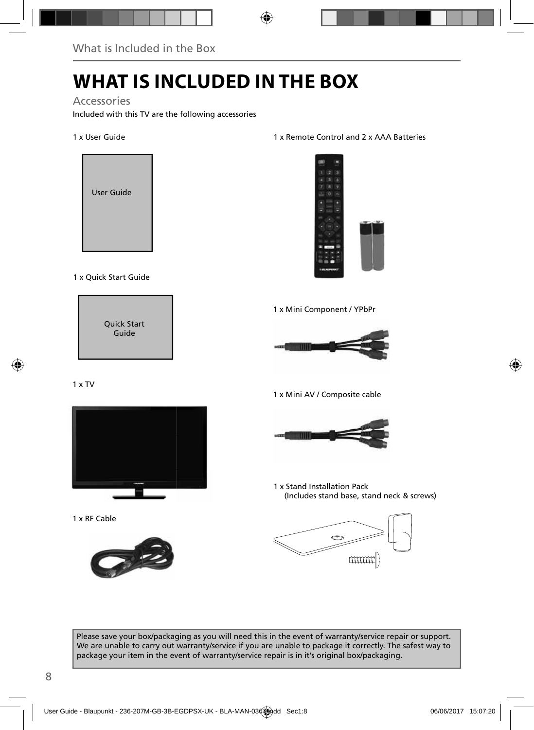# WHAT IS INCLUDED IN THE BOX

## Accessories

Included with this TV are the following accessories

1 x User Guide

User Guide

1 x Quick Start Guide

Quick Start Guide

1 x TV

1 x RF Cable

1 x Remote Control and 2 x AAA Batteries

1 x Mini Component / YPbPr

1 x Mini AV / Composite cable

1 x Stand Installation Pack
(Includes stand base, stand neck & screws)

Please save your box/packaging as you will need this in the event of warranty/service repair or support. We are unable to carry out warranty/service if you are unable to package it correctly. The safest way to package your item in the event of warranty/service repair is in it's original box/packaging.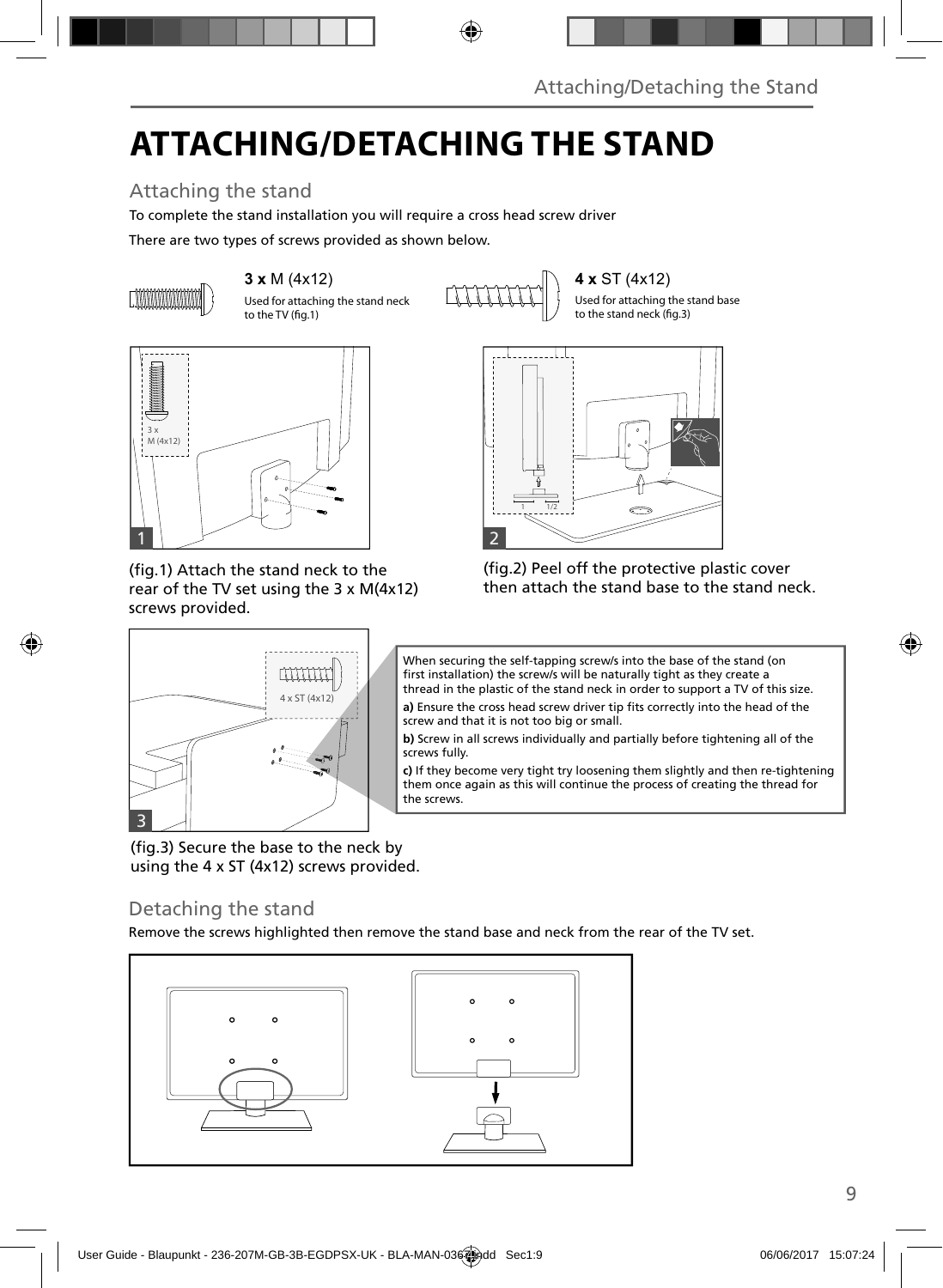# ATTACHING/DETACHING THE STAND

## Attaching the stand

To complete the stand installation you will require a cross head screw driver

There are two types of screws provided as shown below.

**3 x** M (4x12)

Used for attaching the stand neck to the TV (fig.1)

**4 x** ST (4x12)

Used for attaching the stand base to the stand neck (fig.3)

(fig.1) Attach the stand neck to the rear of the TV set using the 3 x M(4x12) screws provided.

(fig.2) Peel off the protective plastic cover then attach the stand base to the stand neck.

When securing the self-tapping screw/s into the base of the stand (on first installation) the screw/s will be naturally tight as they create a thread in the plastic of the stand neck in order to support a TV of this size.

**a)** Ensure the cross head screw driver tip fits correctly into the head of the screw and that it is not too big or small.

**b)** Screw in all screws individually and partially before tightening all of the screws fully.

**c)** If they become very tight try loosening them slightly and then re-tightening them once again as this will continue the process of creating the thread for the screws.

(fig.3) Secure the base to the neck by using the 4 x ST (4x12) screws provided.

## Detaching the stand

Remove the screws highlighted then remove the stand base and neck from the rear of the TV set.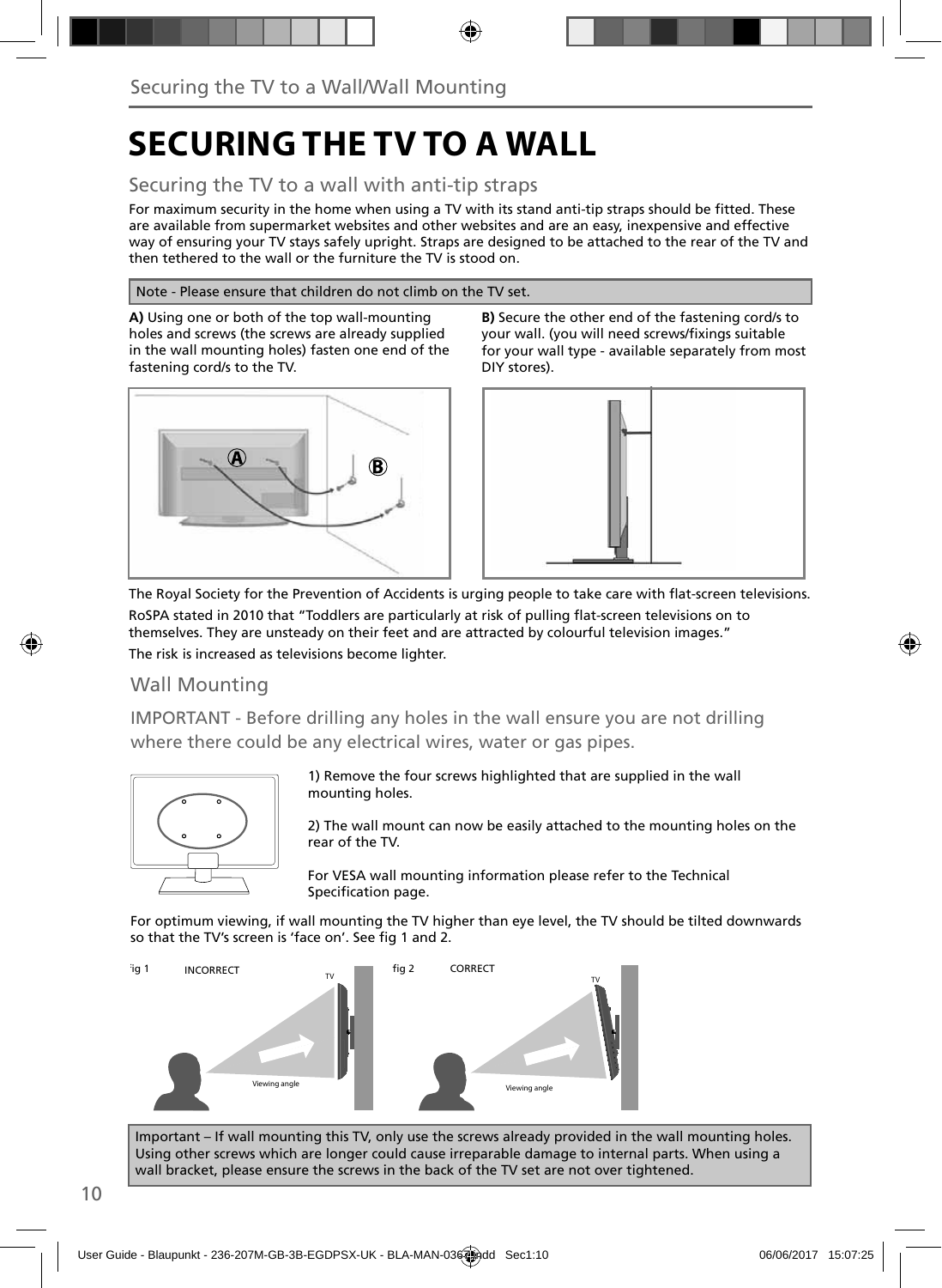# SECURING THE TV TO A WALL

## Securing the TV to a wall with anti-tip straps

For maximum security in the home when using a TV with its stand anti-tip straps should be fitted. These are available from supermarket websites and other websites and are an easy, inexpensive and effective way of ensuring your TV stays safely upright. Straps are designed to be attached to the rear of the TV and then tethered to the wall or the furniture the TV is stood on.

Note - Please ensure that children do not climb on the TV set.

**A)** Using one or both of the top wall-mounting holes and screws (the screws are already supplied in the wall mounting holes) fasten one end of the fastening cord/s to the TV.

**B)** Secure the other end of the fastening cord/s to your wall. (you will need screws/fixings suitable for your wall type - available separately from most DIY stores).

The Royal Society for the Prevention of Accidents is urging people to take care with flat-screen televisions.

RoSPA stated in 2010 that "Toddlers are particularly at risk of pulling flat-screen televisions on to themselves. They are unsteady on their feet and are attracted by colourful television images."

The risk is increased as televisions become lighter.

## Wall Mounting

IMPORTANT - Before drilling any holes in the wall ensure you are not drilling where there could be any electrical wires, water or gas pipes.

1) Remove the four screws highlighted that are supplied in the wall mounting holes.

2) The wall mount can now be easily attached to the mounting holes on the rear of the TV.

For VESA wall mounting information please refer to the Technical Specification page.

For optimum viewing, if wall mounting the TV higher than eye level, the TV should be tilted downwards so that the TV's screen is 'face on'. See fig 1 and 2.

fig 1 INCORRECT

fig 2 CORRECT

Important – If wall mounting this TV, only use the screws already provided in the wall mounting holes. Using other screws which are longer could cause irreparable damage to internal parts. When using a wall bracket, please ensure the screws in the back of the TV set are not over tightened.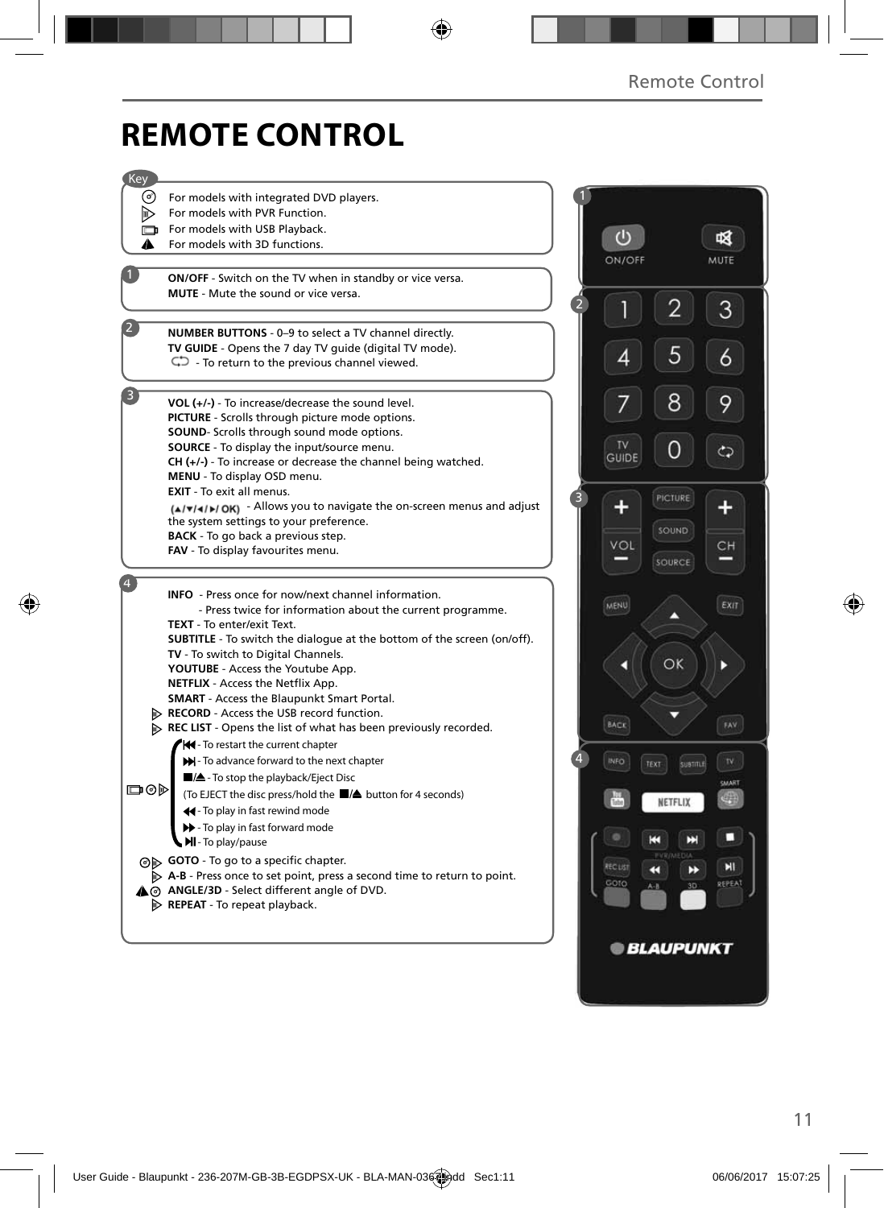# REMOTE CONTROL

**Key**

- For models with integrated DVD players.
- For models with PVR Function.
- For models with USB Playback.
- For models with 3D functions.

**1**

**ON/OFF** - Switch on the TV when in standby or vice versa.
**MUTE** - Mute the sound or vice versa.

**2**

**NUMBER BUTTONS** - 0–9 to select a TV channel directly.
**TV GUIDE** - Opens the 7 day TV guide (digital TV mode).
- To return to the previous channel viewed.

**3**

**VOL (+/-)** - To increase/decrease the sound level.
**PICTURE** - Scrolls through picture mode options.
**SOUND**- Scrolls through sound mode options.
**SOURCE** - To display the input/source menu.
**CH (+/-)** - To increase or decrease the channel being watched.
**MENU** - To display OSD menu.
**EXIT** - To exit all menus.
(▲/▼/◄/►/ OK) - Allows you to navigate the on-screen menus and adjust the system settings to your preference.
**BACK** - To go back a previous step.
**FAV** - To display favourites menu.

**4**

**INFO** - Press once for now/next channel information.
- Press twice for information about the current programme.

**TEXT** - To enter/exit Text.
**SUBTITLE** - To switch the dialogue at the bottom of the screen (on/off).
**TV** - To switch to Digital Channels.
**YOUTUBE** - Access the Youtube App.
**NETFLIX** - Access the Netflix App.
**SMART** - Access the Blaupunkt Smart Portal.
**RECORD** - Access the USB record function.
**REC LIST** - Opens the list of what has been previously recorded.

- ⏮ - To restart the current chapter
- ⏭ - To advance forward to the next chapter
- ■/⏏ - To stop the playback/Eject Disc
  (To EJECT the disc press/hold the ■/⏏ button for 4 seconds)
- ◀◀ - To play in fast rewind mode
- ▶▶ - To play in fast forward mode
- ▶‖ - To play/pause

**GOTO** - To go to a specific chapter.
**A-B** - Press once to set point, press a second time to return to point.
**ANGLE/3D** - Select different angle of DVD.
**REPEAT** - To repeat playback.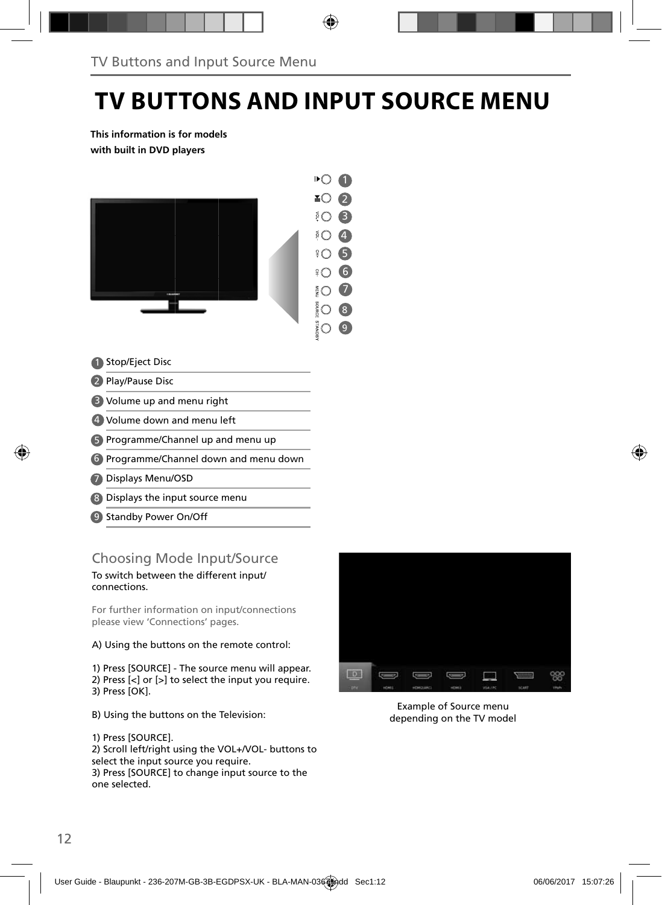# TV BUTTONS AND INPUT SOURCE MENU

**This information is for models with built in DVD players**

1. Stop/Eject Disc
2. Play/Pause Disc
3. Volume up and menu right
4. Volume down and menu left
5. Programme/Channel up and menu up
6. Programme/Channel down and menu down
7. Displays Menu/OSD
8. Displays the input source menu
9. Standby Power On/Off

## Choosing Mode Input/Source

To switch between the different input/ connections.

For further information on input/connections please view 'Connections' pages.

A) Using the buttons on the remote control:

1) Press [SOURCE] - The source menu will appear.
2) Press [<] or [>] to select the input you require.
3) Press [OK].

B) Using the buttons on the Television:

1) Press [SOURCE].
2) Scroll left/right using the VOL+/VOL- buttons to select the input source you require.
3) Press [SOURCE] to change input source to the one selected.

Example of Source menu depending on the TV model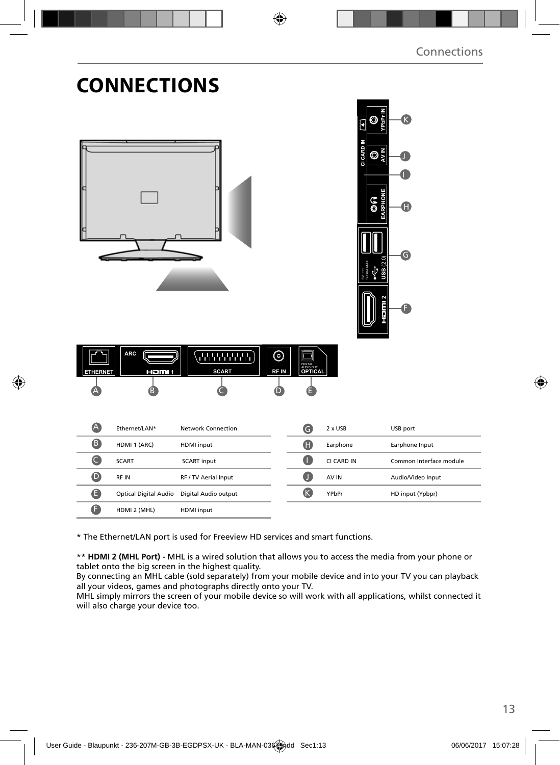# CONNECTIONS

| | | | | | |
|---|---|---|---|---|---|
| A | Ethernet/LAN* | Network Connection | G | 2 x USB | USB port |
| B | HDMI 1 (ARC) | HDMI input | H | Earphone | Earphone Input |
| C | SCART | SCART input | I | CI CARD IN | Common Interface module |
| D | RF IN | RF / TV Aerial Input | J | AV IN | Audio/Video Input |
| E | Optical Digital Audio | Digital Audio output | K | YPbPr | HD input (Ypbpr) |
| F | HDMI 2 (MHL) | HDMI input | | | |

* The Ethernet/LAN port is used for Freeview HD services and smart functions.

** **HDMI 2 (MHL Port) -** MHL is a wired solution that allows you to access the media from your phone or tablet onto the big screen in the highest quality.
By connecting an MHL cable (sold separately) from your mobile device and into your TV you can playback all your videos, games and photographs directly onto your TV.
MHL simply mirrors the screen of your mobile device so will work with all applications, whilst connected it will also charge your device too.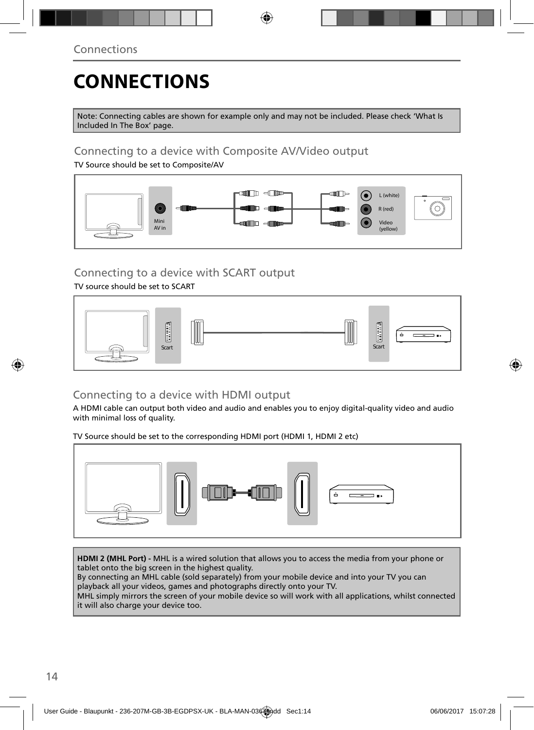# CONNECTIONS

Note: Connecting cables are shown for example only and may not be included. Please check 'What Is Included In The Box' page.

## Connecting to a device with Composite AV/Video output

TV Source should be set to Composite/AV

Mini AV in

L (white)

R (red)

Video (yellow)

## Connecting to a device with SCART output

TV source should be set to SCART

Scart

Scart

## Connecting to a device with HDMI output

A HDMI cable can output both video and audio and enables you to enjoy digital-quality video and audio with minimal loss of quality.

TV Source should be set to the corresponding HDMI port (HDMI 1, HDMI 2 etc)

**HDMI 2 (MHL Port) -** MHL is a wired solution that allows you to access the media from your phone or tablet onto the big screen in the highest quality.
By connecting an MHL cable (sold separately) from your mobile device and into your TV you can playback all your videos, games and photographs directly onto your TV.
MHL simply mirrors the screen of your mobile device so will work with all applications, whilst connected it will also charge your device too.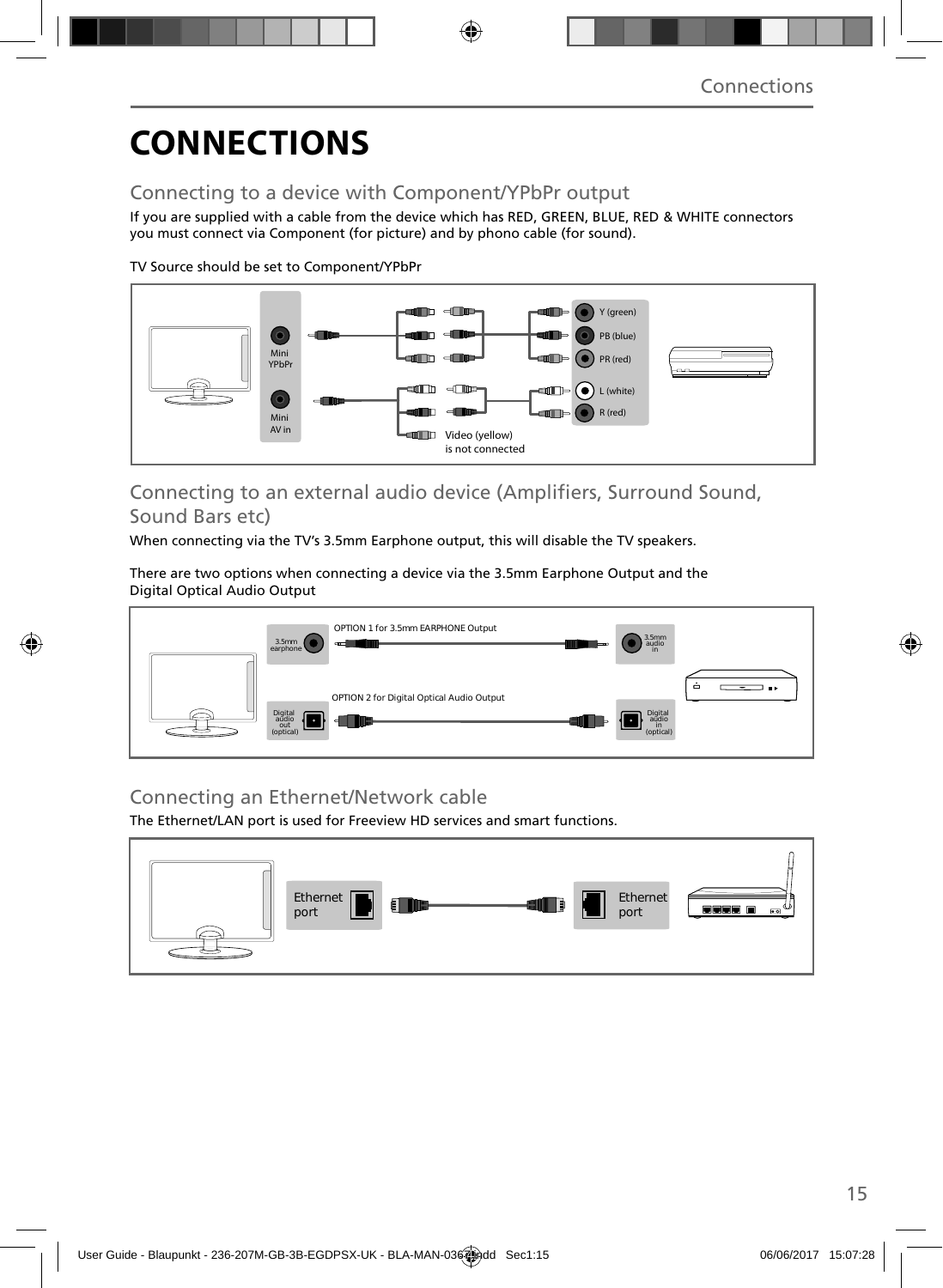# CONNECTIONS

## Connecting to a device with Component/YPbPr output

If you are supplied with a cable from the device which has RED, GREEN, BLUE, RED & WHITE connectors you must connect via Component (for picture) and by phono cable (for sound).

TV Source should be set to Component/YPbPr

Mini YPbPr

Mini AV in

Y (green)

PB (blue)

PR (red)

L (white)

R (red)

Video (yellow) is not connected

## Connecting to an external audio device (Amplifiers, Surround Sound, Sound Bars etc)

When connecting via the TV's 3.5mm Earphone output, this will disable the TV speakers.

There are two options when connecting a device via the 3.5mm Earphone Output and the Digital Optical Audio Output

3.5mm earphone

OPTION 1 for 3.5mm EARPHONE Output

3.5mm audio in

Digital audio out (optical)

OPTION 2 for Digital Optical Audio Output

Digital audio in (optical)

## Connecting an Ethernet/Network cable

The Ethernet/LAN port is used for Freeview HD services and smart functions.

Ethernet port

Ethernet port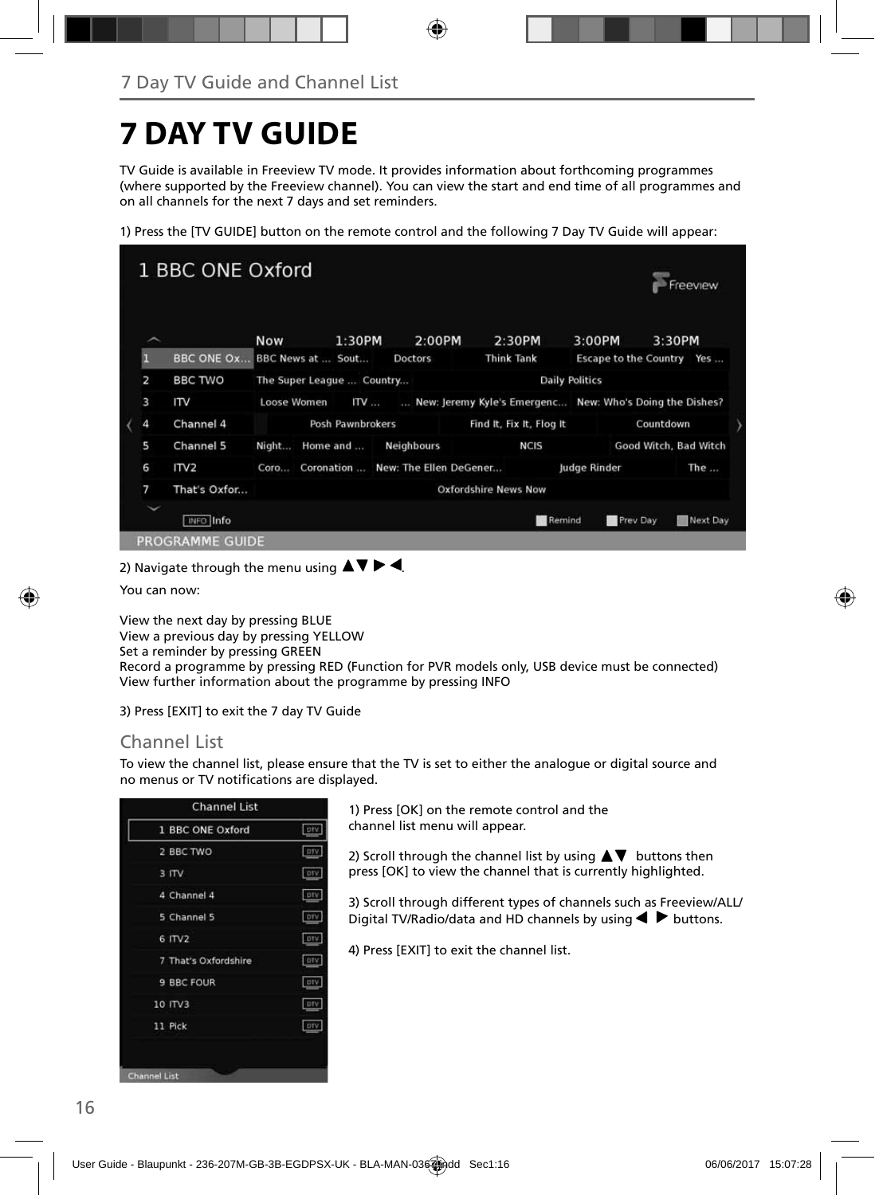# 7 DAY TV GUIDE

TV Guide is available in Freeview TV mode. It provides information about forthcoming programmes (where supported by the Freeview channel). You can view the start and end time of all programmes and on all channels for the next 7 days and set reminders.

1) Press the [TV GUIDE] button on the remote control and the following 7 Day TV Guide will appear:

2) Navigate through the menu using ▲▼▶◀.

You can now:

View the next day by pressing BLUE
View a previous day by pressing YELLOW
Set a reminder by pressing GREEN
Record a programme by pressing RED (Function for PVR models only, USB device must be connected)
View further information about the programme by pressing INFO

3) Press [EXIT] to exit the 7 day TV Guide

## Channel List

To view the channel list, please ensure that the TV is set to either the analogue or digital source and no menus or TV notifications are displayed.

1) Press [OK] on the remote control and the channel list menu will appear.

2) Scroll through the channel list by using ▲▼ buttons then press [OK] to view the channel that is currently highlighted.

3) Scroll through different types of channels such as Freeview/ALL/ Digital TV/Radio/data and HD channels by using ◀ ▶ buttons.

4) Press [EXIT] to exit the channel list.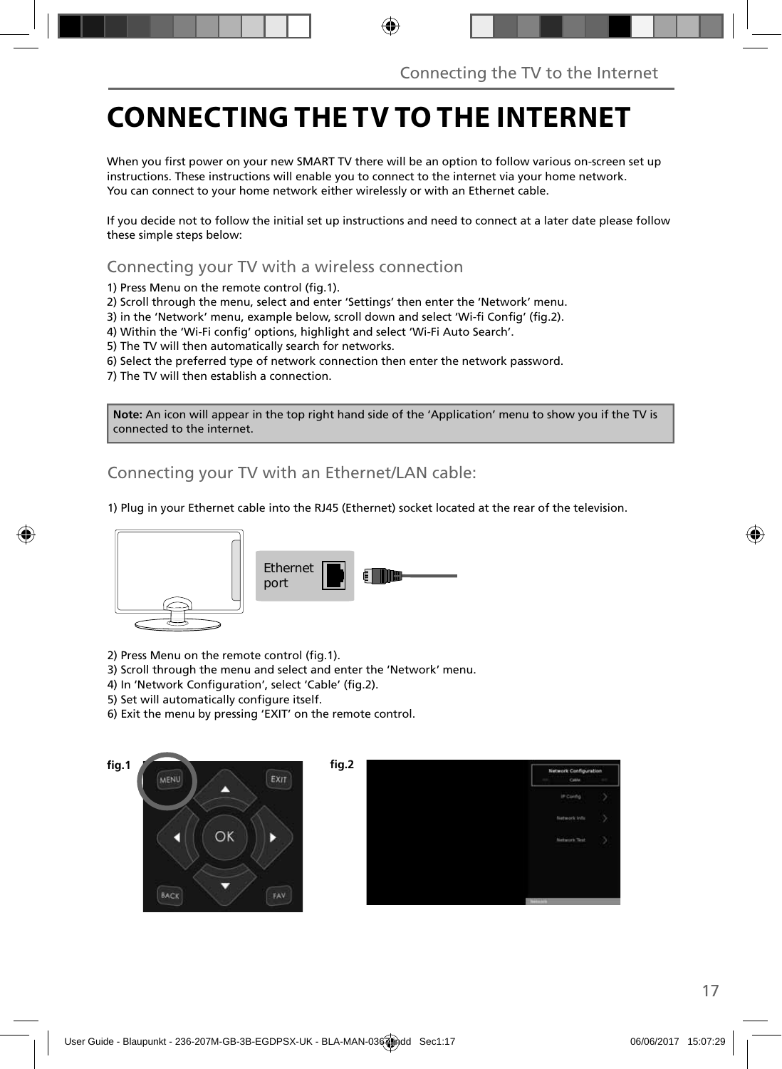# CONNECTING THE TV TO THE INTERNET

When you first power on your new SMART TV there will be an option to follow various on-screen set up instructions. These instructions will enable you to connect to the internet via your home network. You can connect to your home network either wirelessly or with an Ethernet cable.

If you decide not to follow the initial set up instructions and need to connect at a later date please follow these simple steps below:

## Connecting your TV with a wireless connection

1) Press Menu on the remote control (fig.1).
2) Scroll through the menu, select and enter 'Settings' then enter the 'Network' menu.
3) in the 'Network' menu, example below, scroll down and select 'Wi-fi Config' (fig.2).
4) Within the 'Wi-Fi config' options, highlight and select 'Wi-Fi Auto Search'.
5) The TV will then automatically search for networks.
6) Select the preferred type of network connection then enter the network password.
7) The TV will then establish a connection.

**Note:** An icon will appear in the top right hand side of the 'Application' menu to show you if the TV is connected to the internet.

## Connecting your TV with an Ethernet/LAN cable:

1) Plug in your Ethernet cable into the RJ45 (Ethernet) socket located at the rear of the television.

Ethernet port

2) Press Menu on the remote control (fig.1).
3) Scroll through the menu and select and enter the 'Network' menu.
4) In 'Network Configuration', select 'Cable' (fig.2).
5) Set will automatically configure itself.
6) Exit the menu by pressing 'EXIT' on the remote control.

fig.1

fig.2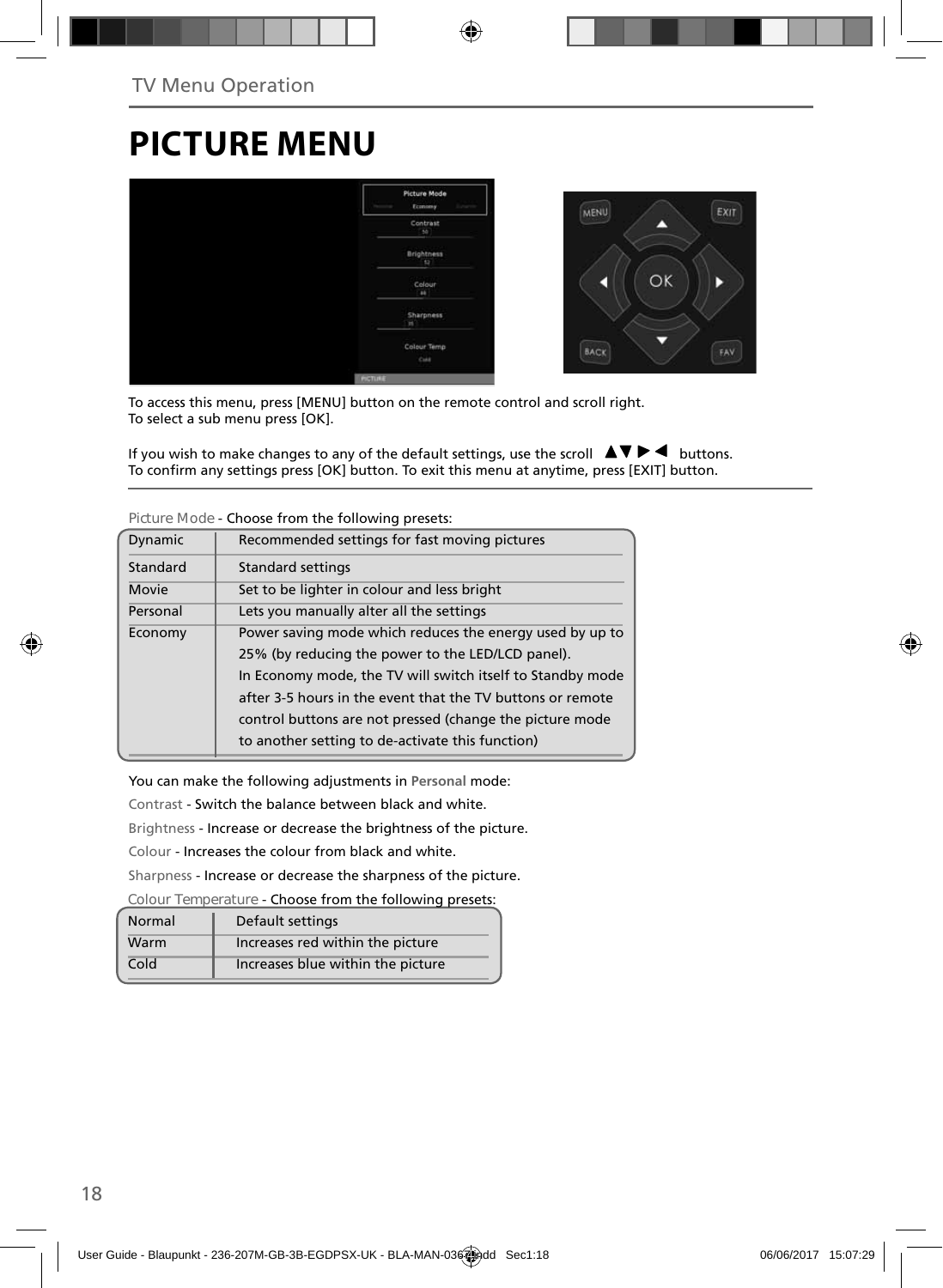# PICTURE MENU

To access this menu, press [MENU] button on the remote control and scroll right.
To select a sub menu press [OK].

If you wish to make changes to any of the default settings, use the scroll ▲▼▶◀ buttons.
To confirm any settings press [OK] button. To exit this menu at anytime, press [EXIT] button.

Picture Mode - Choose from the following presets:

| | |
|---|---|
| Dynamic | Recommended settings for fast moving pictures |
| Standard | Standard settings |
| Movie | Set to be lighter in colour and less bright |
| Personal | Lets you manually alter all the settings |
| Economy | Power saving mode which reduces the energy used by up to 25% (by reducing the power to the LED/LCD panel). In Economy mode, the TV will switch itself to Standby mode after 3-5 hours in the event that the TV buttons or remote control buttons are not pressed (change the picture mode to another setting to de-activate this function) |

You can make the following adjustments in **Personal** mode:

Contrast - Switch the balance between black and white.

Brightness - Increase or decrease the brightness of the picture.

Colour - Increases the colour from black and white.

Sharpness - Increase or decrease the sharpness of the picture.

Colour Temperature - Choose from the following presets:

| | |
|---|---|
| Normal | Default settings |
| Warm | Increases red within the picture |
| Cold | Increases blue within the picture |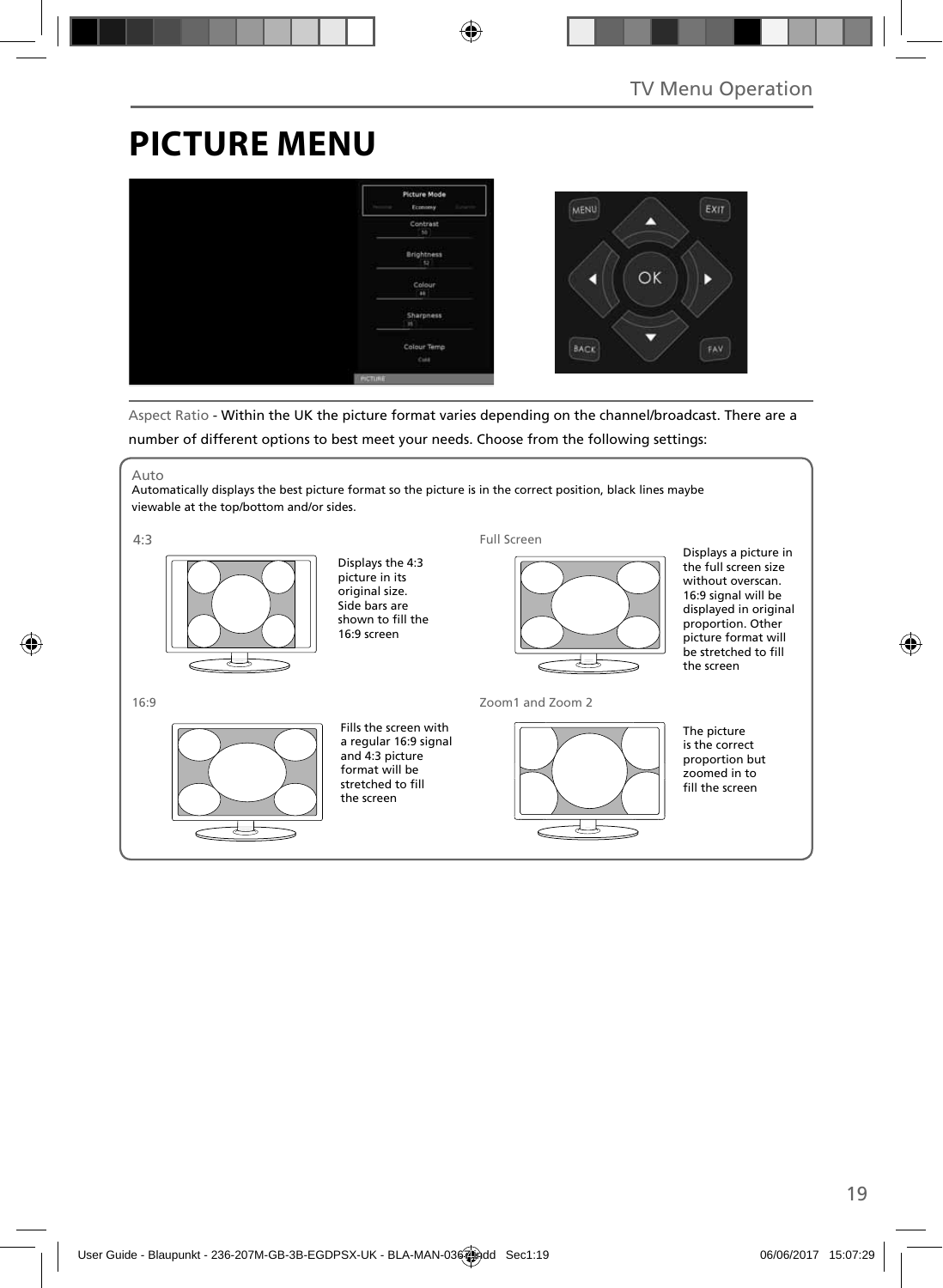# PICTURE MENU

Aspect Ratio - Within the UK the picture format varies depending on the channel/broadcast. There are a number of different options to best meet your needs. Choose from the following settings:

Auto

Automatically displays the best picture format so the picture is in the correct position, black lines maybe viewable at the top/bottom and/or sides.

4:3

Displays the 4:3 picture in its original size. Side bars are shown to fill the 16:9 screen

Full Screen

Displays a picture in the full screen size without overscan. 16:9 signal will be displayed in original proportion. Other picture format will be stretched to fill the screen

16:9

Fills the screen with a regular 16:9 signal and 4:3 picture format will be stretched to fill the screen

Zoom1 and Zoom 2

The picture is the correct proportion but zoomed in to fill the screen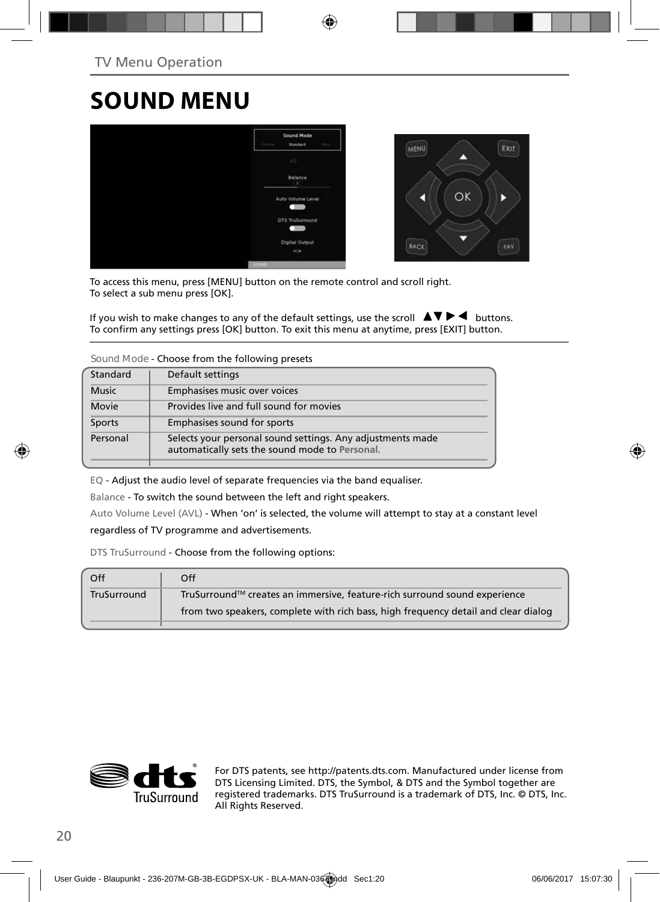TV Menu Operation

# SOUND MENU

To access this menu, press [MENU] button on the remote control and scroll right.
To select a sub menu press [OK].

If you wish to make changes to any of the default settings, use the scroll ▲▼▶◀ buttons.
To confirm any settings press [OK] button. To exit this menu at anytime, press [EXIT] button.

Sound Mode - Choose from the following presets

| | |
|---|---|
| Standard | Default settings |
| Music | Emphasises music over voices |
| Movie | Provides live and full sound for movies |
| Sports | Emphasises sound for sports |
| Personal | Selects your personal sound settings. Any adjustments made automatically sets the sound mode to **Personal.** |

EQ - Adjust the audio level of separate frequencies via the band equaliser.

Balance - To switch the sound between the left and right speakers.

Auto Volume Level (AVL) - When 'on' is selected, the volume will attempt to stay at a constant level regardless of TV programme and advertisements.

DTS TruSurround - Choose from the following options:

| | |
|---|---|
| Off | Off |
| TruSurround | TruSurround™ creates an immersive, feature-rich surround sound experience from two speakers, complete with rich bass, high frequency detail and clear dialog |

For DTS patents, see http://patents.dts.com. Manufactured under license from DTS Licensing Limited. DTS, the Symbol, & DTS and the Symbol together are registered trademarks. DTS TruSurround is a trademark of DTS, Inc. © DTS, Inc. All Rights Reserved.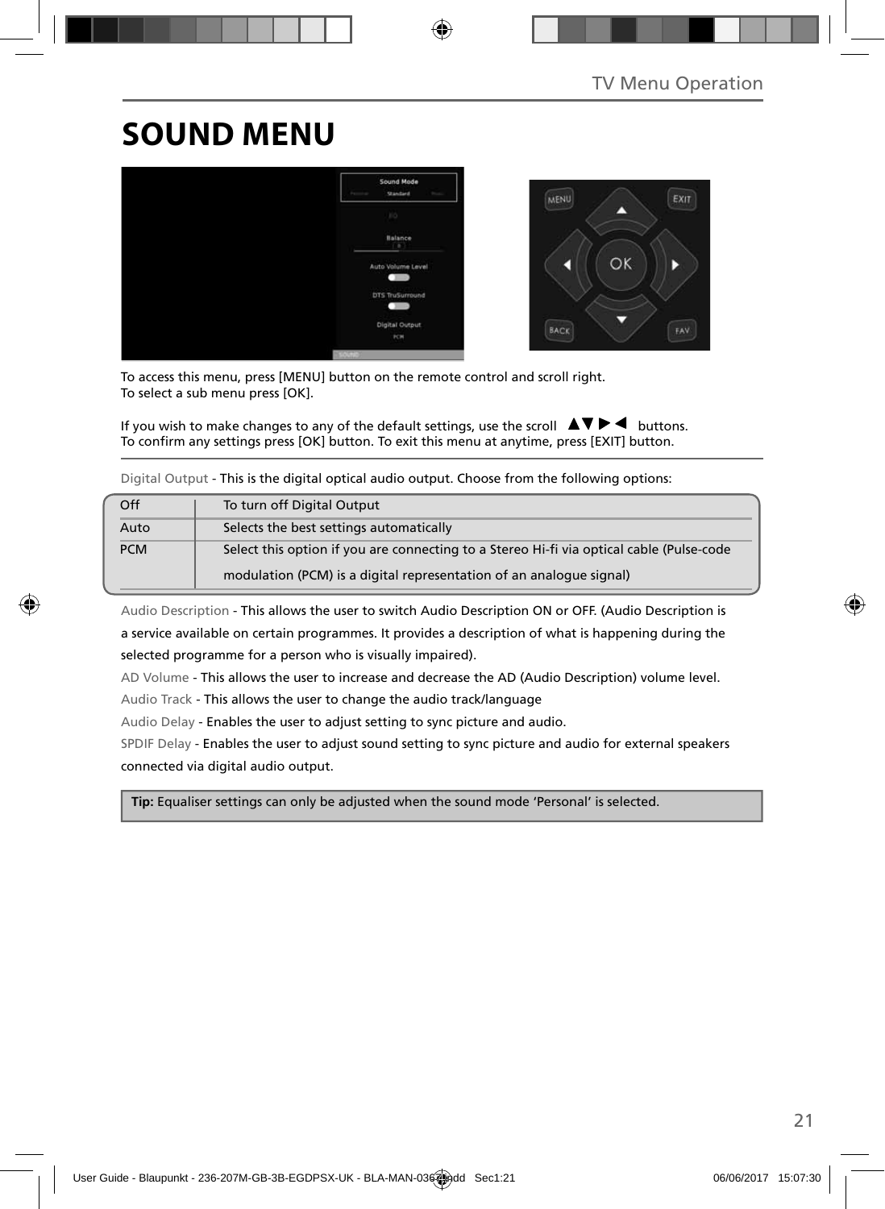# SOUND MENU

To access this menu, press [MENU] button on the remote control and scroll right.
To select a sub menu press [OK].

If you wish to make changes to any of the default settings, use the scroll ▲▼▶◀ buttons.
To confirm any settings press [OK] button. To exit this menu at anytime, press [EXIT] button.

Digital Output - This is the digital optical audio output. Choose from the following options:

| Off | To turn off Digital Output |
|---|---|
| Auto | Selects the best settings automatically |
| PCM | Select this option if you are connecting to a Stereo Hi-fi via optical cable (Pulse-code modulation (PCM) is a digital representation of an analogue signal) |

Audio Description - This allows the user to switch Audio Description ON or OFF. (Audio Description is a service available on certain programmes. It provides a description of what is happening during the selected programme for a person who is visually impaired).

AD Volume - This allows the user to increase and decrease the AD (Audio Description) volume level.

Audio Track - This allows the user to change the audio track/language

Audio Delay - Enables the user to adjust setting to sync picture and audio.

SPDIF Delay - Enables the user to adjust sound setting to sync picture and audio for external speakers connected via digital audio output.

**Tip:** Equaliser settings can only be adjusted when the sound mode 'Personal' is selected.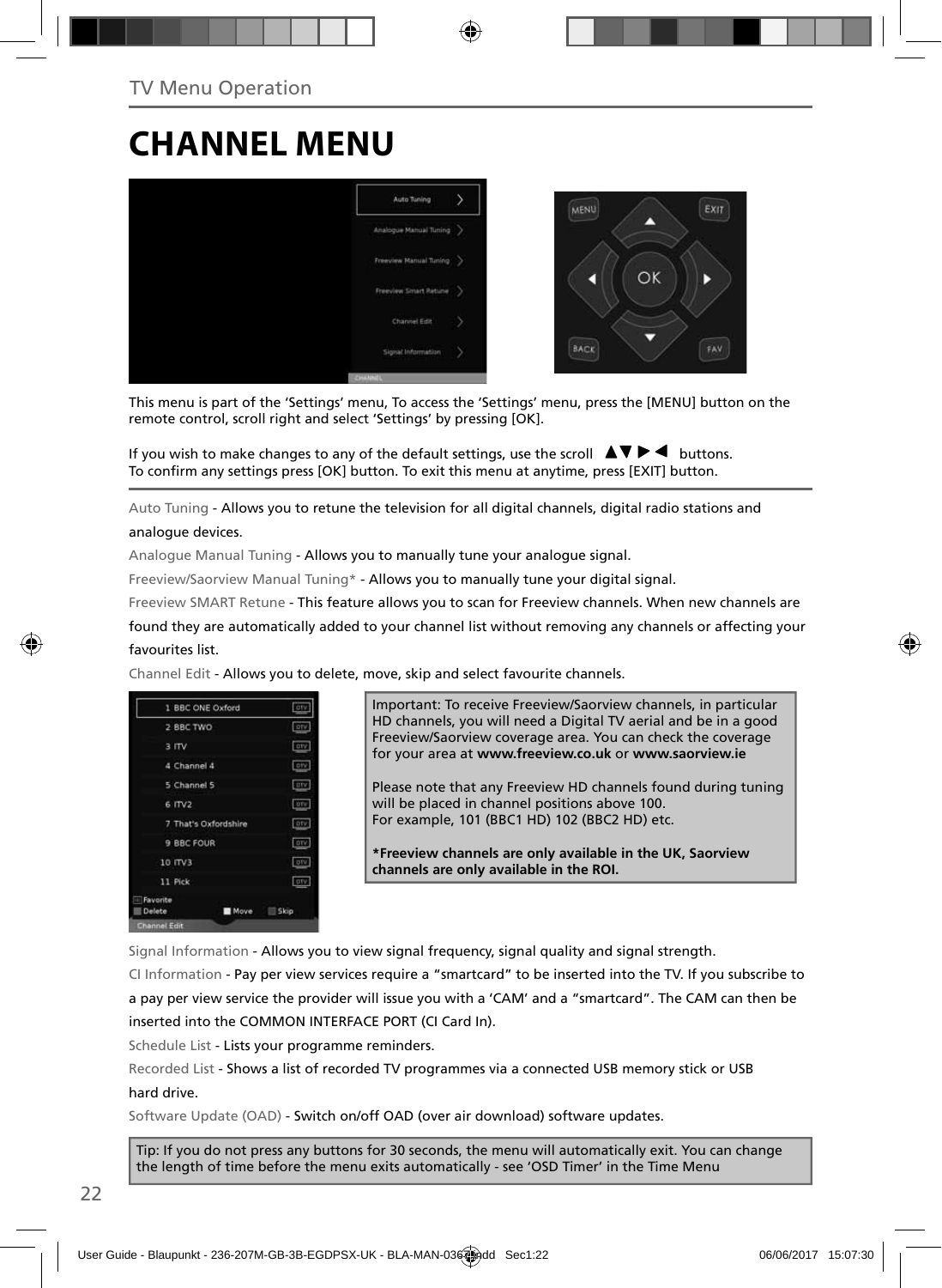TV Menu Operation

# CHANNEL MENU

This menu is part of the 'Settings' menu, To access the 'Settings' menu, press the [MENU] button on the remote control, scroll right and select 'Settings' by pressing [OK].

If you wish to make changes to any of the default settings, use the scroll ▲▼▶◀ buttons. To confirm any settings press [OK] button. To exit this menu at anytime, press [EXIT] button.

Auto Tuning - Allows you to retune the television for all digital channels, digital radio stations and analogue devices.

Analogue Manual Tuning - Allows you to manually tune your analogue signal.

Freeview/Saorview Manual Tuning* - Allows you to manually tune your digital signal.

Freeview SMART Retune - This feature allows you to scan for Freeview channels. When new channels are found they are automatically added to your channel list without removing any channels or affecting your favourites list.

Channel Edit - Allows you to delete, move, skip and select favourite channels.

Important: To receive Freeview/Saorview channels, in particular HD channels, you will need a Digital TV aerial and be in a good Freeview/Saorview coverage area. You can check the coverage for your area at **www.freeview.co.uk** or **www.saorview.ie**

Please note that any Freeview HD channels found during tuning will be placed in channel positions above 100. For example, 101 (BBC1 HD) 102 (BBC2 HD) etc.

**\*Freeview channels are only available in the UK, Saorview channels are only available in the ROI.**

Signal Information - Allows you to view signal frequency, signal quality and signal strength.

CI Information - Pay per view services require a "smartcard" to be inserted into the TV. If you subscribe to a pay per view service the provider will issue you with a 'CAM' and a "smartcard". The CAM can then be inserted into the COMMON INTERFACE PORT (CI Card In).

Schedule List - Lists your programme reminders.

Recorded List - Shows a list of recorded TV programmes via a connected USB memory stick or USB hard drive.

Software Update (OAD) - Switch on/off OAD (over air download) software updates.

Tip: If you do not press any buttons for 30 seconds, the menu will automatically exit. You can change the length of time before the menu exits automatically - see 'OSD Timer' in the Time Menu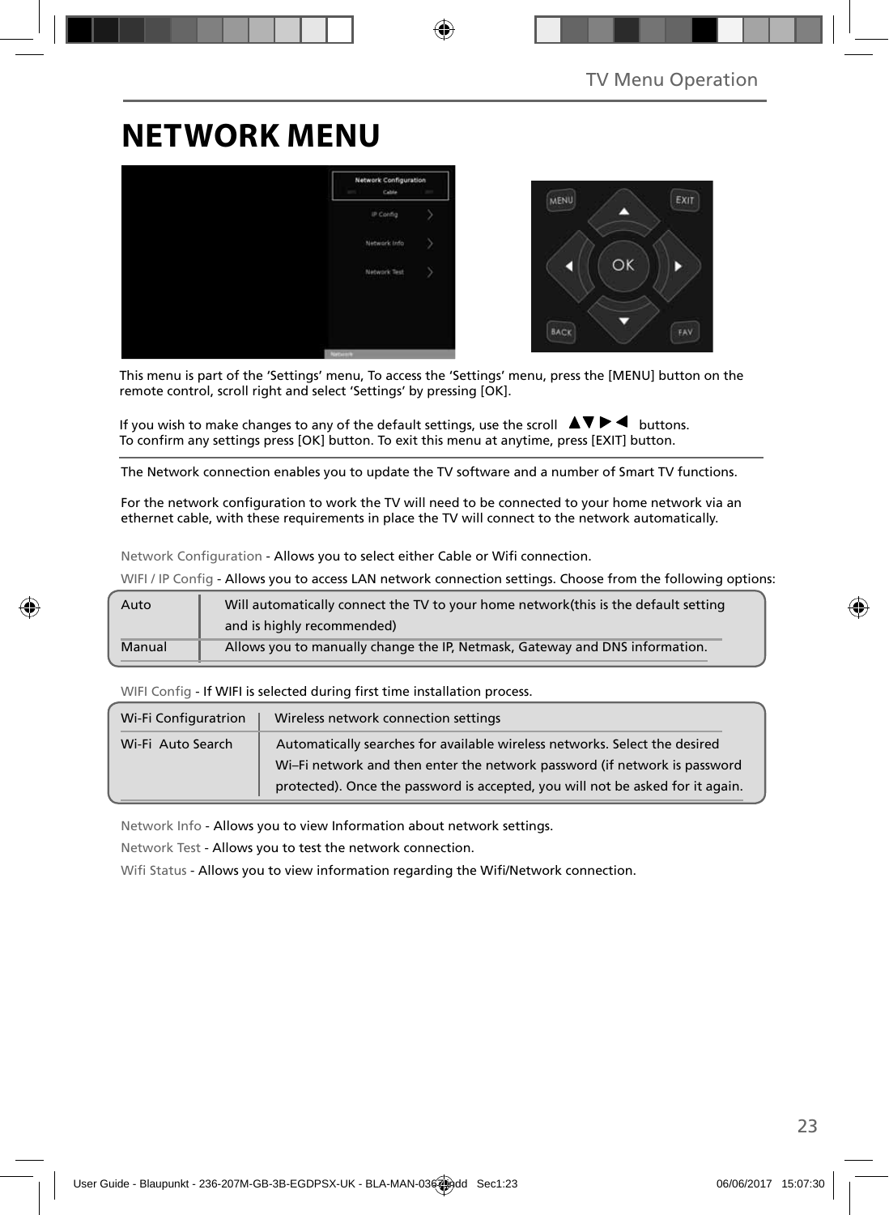# NETWORK MENU

This menu is part of the 'Settings' menu, To access the 'Settings' menu, press the [MENU] button on the remote control, scroll right and select 'Settings' by pressing [OK].

If you wish to make changes to any of the default settings, use the scroll ▲▼▶◀ buttons.
To confirm any settings press [OK] button. To exit this menu at anytime, press [EXIT] button.

The Network connection enables you to update the TV software and a number of Smart TV functions.

For the network configuration to work the TV will need to be connected to your home network via an ethernet cable, with these requirements in place the TV will connect to the network automatically.

Network Configuration - Allows you to select either Cable or Wifi connection.

WIFI / IP Config - Allows you to access LAN network connection settings. Choose from the following options:

| | |
|---|---|
| Auto | Will automatically connect the TV to your home network(this is the default setting and is highly recommended) |
| Manual | Allows you to manually change the IP, Netmask, Gateway and DNS information. |

WIFI Config - If WIFI is selected during first time installation process.

| | |
|---|---|
| Wi-Fi Configuratrion | Wireless network connection settings |
| Wi-Fi Auto Search | Automatically searches for available wireless networks. Select the desired Wi–Fi network and then enter the network password (if network is password protected). Once the password is accepted, you will not be asked for it again. |

Network Info - Allows you to view Information about network settings.

Network Test - Allows you to test the network connection.

Wifi Status - Allows you to view information regarding the Wifi/Network connection.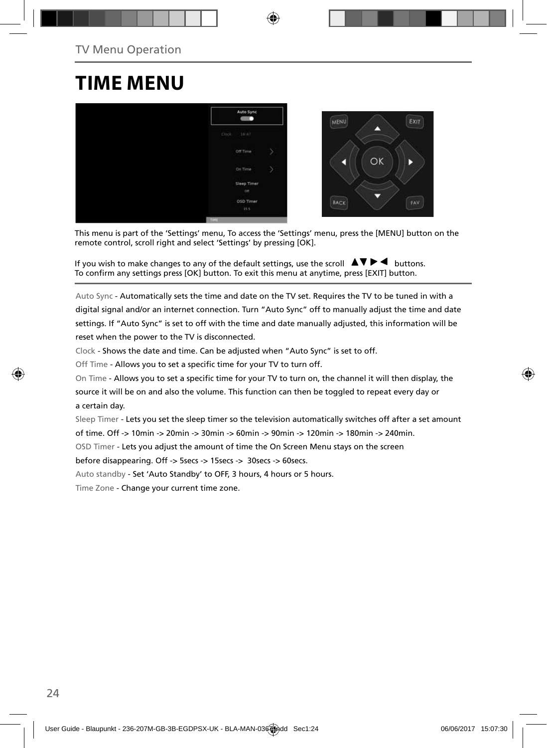TV Menu Operation

# TIME MENU

This menu is part of the 'Settings' menu, To access the 'Settings' menu, press the [MENU] button on the remote control, scroll right and select 'Settings' by pressing [OK].

If you wish to make changes to any of the default settings, use the scroll ▲▼▶◀ buttons.
To confirm any settings press [OK] button. To exit this menu at anytime, press [EXIT] button.

Auto Sync - Automatically sets the time and date on the TV set. Requires the TV to be tuned in with a digital signal and/or an internet connection. Turn "Auto Sync" off to manually adjust the time and date settings. If "Auto Sync" is set to off with the time and date manually adjusted, this information will be reset when the power to the TV is disconnected.

Clock - Shows the date and time. Can be adjusted when "Auto Sync" is set to off.

Off Time - Allows you to set a specific time for your TV to turn off.

On Time - Allows you to set a specific time for your TV to turn on, the channel it will then display, the source it will be on and also the volume. This function can then be toggled to repeat every day or a certain day.

Sleep Timer - Lets you set the sleep timer so the television automatically switches off after a set amount of time. Off -> 10min -> 20min -> 30min -> 60min -> 90min -> 120min -> 180min -> 240min.

OSD Timer - Lets you adjust the amount of time the On Screen Menu stays on the screen before disappearing. Off -> 5secs -> 15secs -> 30secs -> 60secs.

Auto standby - Set 'Auto Standby' to OFF, 3 hours, 4 hours or 5 hours.

Time Zone - Change your current time zone.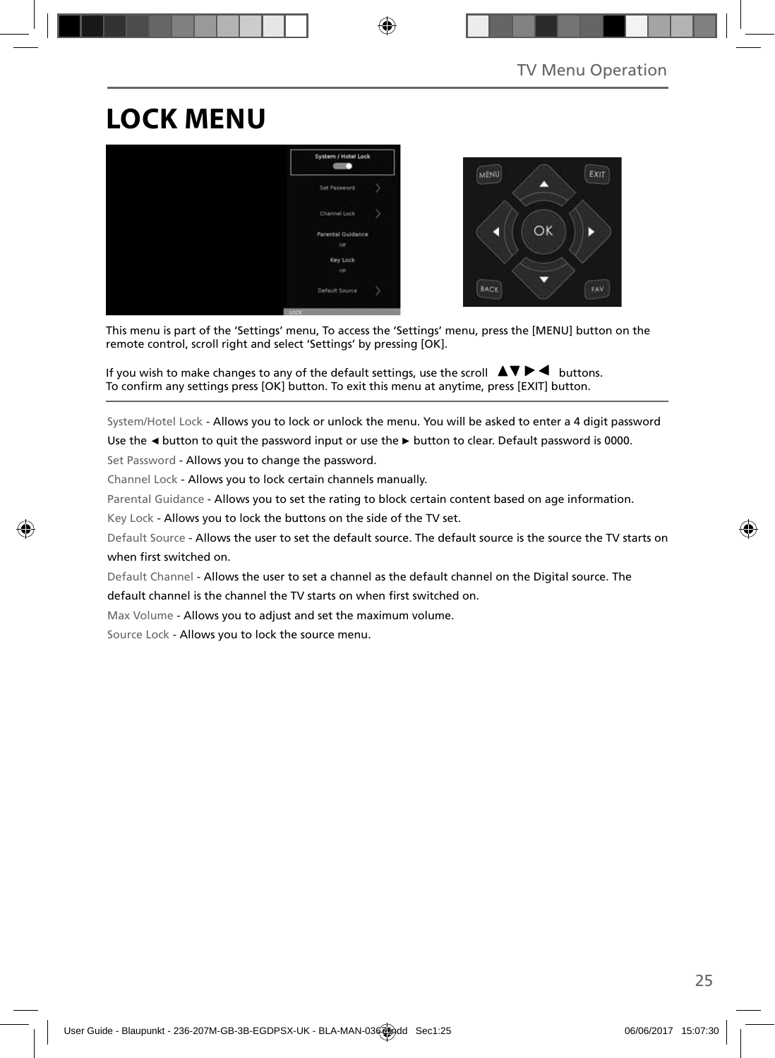# LOCK MENU

This menu is part of the 'Settings' menu, To access the 'Settings' menu, press the [MENU] button on the remote control, scroll right and select 'Settings' by pressing [OK].

If you wish to make changes to any of the default settings, use the scroll ▲▼ ▶ ◀ buttons.
To confirm any settings press [OK] button. To exit this menu at anytime, press [EXIT] button.

System/Hotel Lock - Allows you to lock or unlock the menu. You will be asked to enter a 4 digit password Use the ◄ button to quit the password input or use the ► button to clear. Default password is 0000.

Set Password - Allows you to change the password.

Channel Lock - Allows you to lock certain channels manually.

Parental Guidance - Allows you to set the rating to block certain content based on age information.

Key Lock - Allows you to lock the buttons on the side of the TV set.

Default Source - Allows the user to set the default source. The default source is the source the TV starts on when first switched on.

Default Channel - Allows the user to set a channel as the default channel on the Digital source. The default channel is the channel the TV starts on when first switched on.

Max Volume - Allows you to adjust and set the maximum volume.

Source Lock - Allows you to lock the source menu.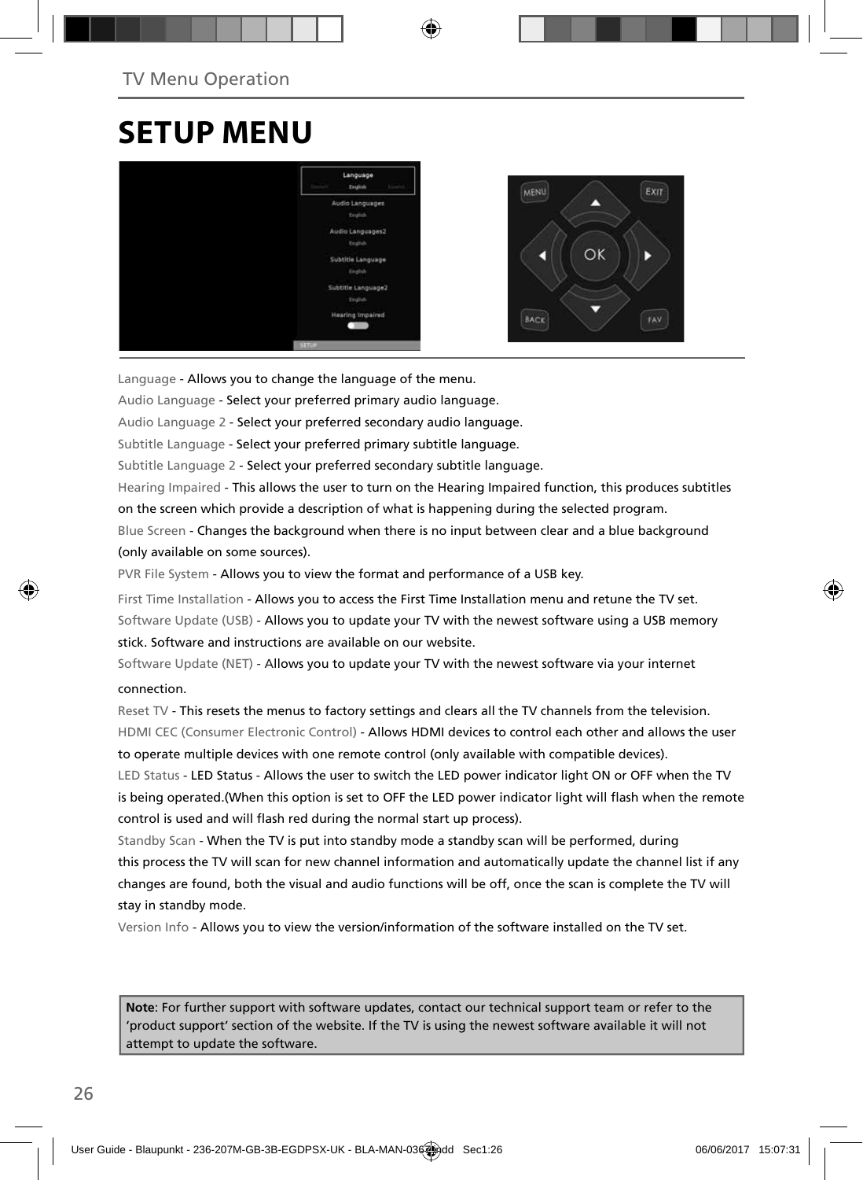# SETUP MENU

Language - Allows you to change the language of the menu.

Audio Language - Select your preferred primary audio language.

Audio Language 2 - Select your preferred secondary audio language.

Subtitle Language - Select your preferred primary subtitle language.

Subtitle Language 2 - Select your preferred secondary subtitle language.

Hearing Impaired - This allows the user to turn on the Hearing Impaired function, this produces subtitles on the screen which provide a description of what is happening during the selected program.

Blue Screen - Changes the background when there is no input between clear and a blue background (only available on some sources).

PVR File System - Allows you to view the format and performance of a USB key.

First Time Installation - Allows you to access the First Time Installation menu and retune the TV set.

Software Update (USB) - Allows you to update your TV with the newest software using a USB memory stick. Software and instructions are available on our website.

Software Update (NET) - Allows you to update your TV with the newest software via your internet connection.

Reset TV - This resets the menus to factory settings and clears all the TV channels from the television.

HDMI CEC (Consumer Electronic Control) - Allows HDMI devices to control each other and allows the user to operate multiple devices with one remote control (only available with compatible devices).

LED Status - LED Status - Allows the user to switch the LED power indicator light ON or OFF when the TV is being operated.(When this option is set to OFF the LED power indicator light will flash when the remote control is used and will flash red during the normal start up process).

Standby Scan - When the TV is put into standby mode a standby scan will be performed, during this process the TV will scan for new channel information and automatically update the channel list if any changes are found, both the visual and audio functions will be off, once the scan is complete the TV will stay in standby mode.

Version Info - Allows you to view the version/information of the software installed on the TV set.

**Note**: For further support with software updates, contact our technical support team or refer to the 'product support' section of the website. If the TV is using the newest software available it will not attempt to update the software.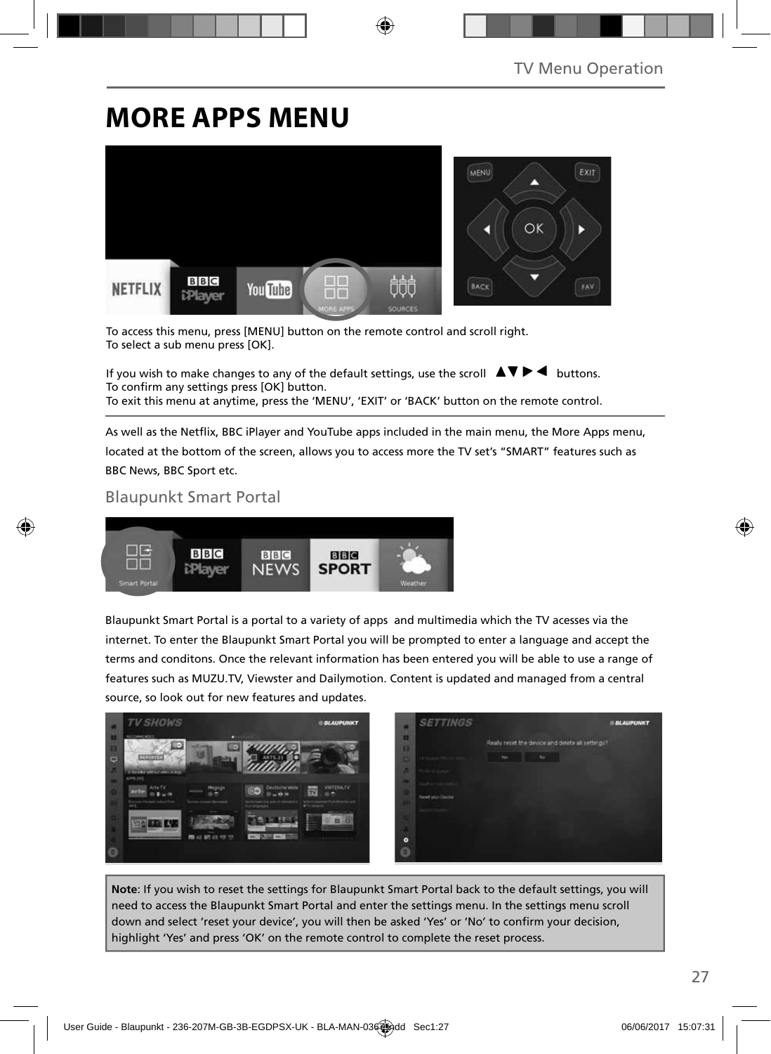# MORE APPS MENU

To access this menu, press [MENU] button on the remote control and scroll right.
To select a sub menu press [OK].

If you wish to make changes to any of the default settings, use the scroll ▲▼►◄ buttons.
To confirm any settings press [OK] button.
To exit this menu at anytime, press the 'MENU', 'EXIT' or 'BACK' button on the remote control.

As well as the Netflix, BBC iPlayer and YouTube apps included in the main menu, the More Apps menu, located at the bottom of the screen, allows you to access more the TV set's "SMART" features such as BBC News, BBC Sport etc.

## Blaupunkt Smart Portal

Blaupunkt Smart Portal is a portal to a variety of apps and multimedia which the TV acesses via the internet. To enter the Blaupunkt Smart Portal you will be prompted to enter a language and accept the terms and conditons. Once the relevant information has been entered you will be able to use a range of features such as MUZU.TV, Viewster and Dailymotion. Content is updated and managed from a central source, so look out for new features and updates.

**Note**: If you wish to reset the settings for Blaupunkt Smart Portal back to the default settings, you will need to access the Blaupunkt Smart Portal and enter the settings menu. In the settings menu scroll down and select 'reset your device', you will then be asked 'Yes' or 'No' to confirm your decision, highlight 'Yes' and press 'OK' on the remote control to complete the reset process.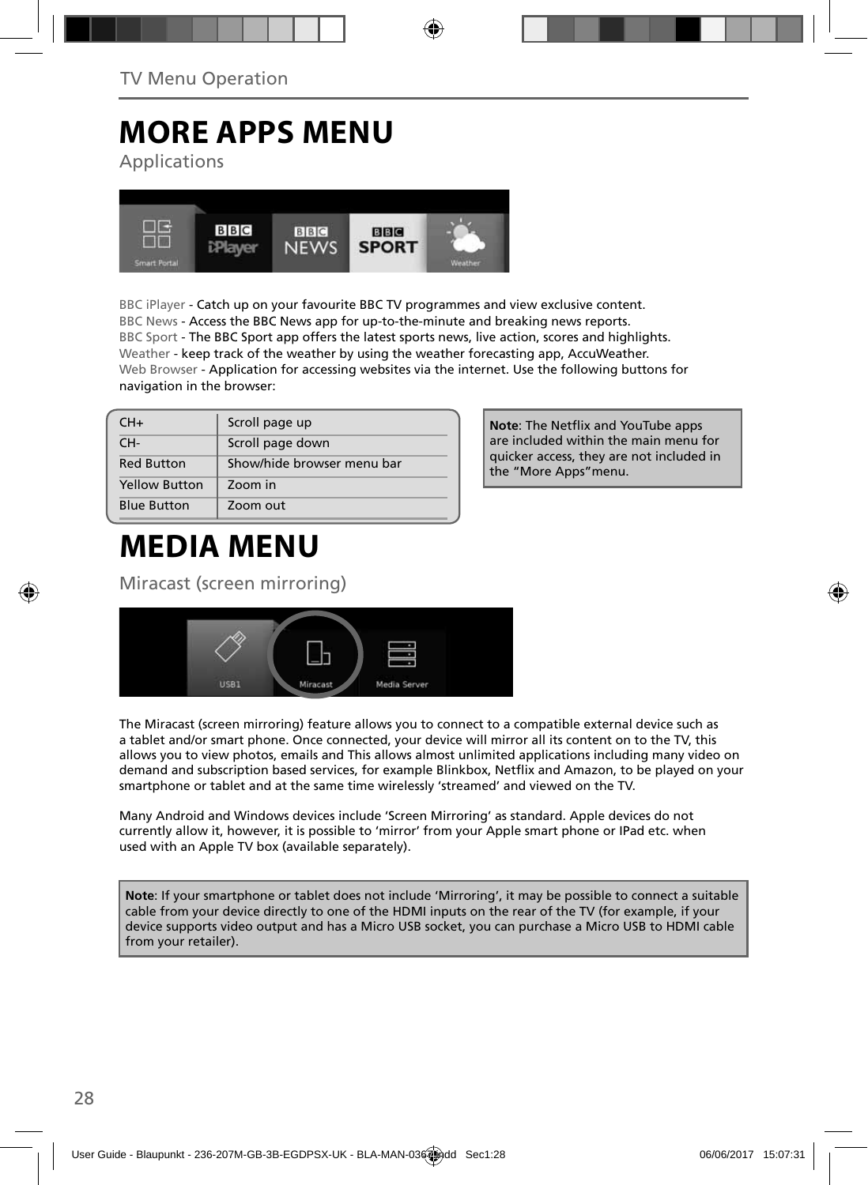# MORE APPS MENU

Applications

BBC iPlayer - Catch up on your favourite BBC TV programmes and view exclusive content.
BBC News - Access the BBC News app for up-to-the-minute and breaking news reports.
BBC Sport - The BBC Sport app offers the latest sports news, live action, scores and highlights.
Weather - keep track of the weather by using the weather forecasting app, AccuWeather.
Web Browser - Application for accessing websites via the internet. Use the following buttons for navigation in the browser:

| CH+ | Scroll page up |
|---|---|
| CH- | Scroll page down |
| Red Button | Show/hide browser menu bar |
| Yellow Button | Zoom in |
| Blue Button | Zoom out |

**Note**: The Netflix and YouTube apps are included within the main menu for quicker access, they are not included in the "More Apps"menu.

# MEDIA MENU

Miracast (screen mirroring)

The Miracast (screen mirroring) feature allows you to connect to a compatible external device such as a tablet and/or smart phone. Once connected, your device will mirror all its content on to the TV, this allows you to view photos, emails and This allows almost unlimited applications including many video on demand and subscription based services, for example Blinkbox, Netflix and Amazon, to be played on your smartphone or tablet and at the same time wirelessly 'streamed' and viewed on the TV.

Many Android and Windows devices include 'Screen Mirroring' as standard. Apple devices do not currently allow it, however, it is possible to 'mirror' from your Apple smart phone or IPad etc. when used with an Apple TV box (available separately).

**Note**: If your smartphone or tablet does not include 'Mirroring', it may be possible to connect a suitable cable from your device directly to one of the HDMI inputs on the rear of the TV (for example, if your device supports video output and has a Micro USB socket, you can purchase a Micro USB to HDMI cable from your retailer).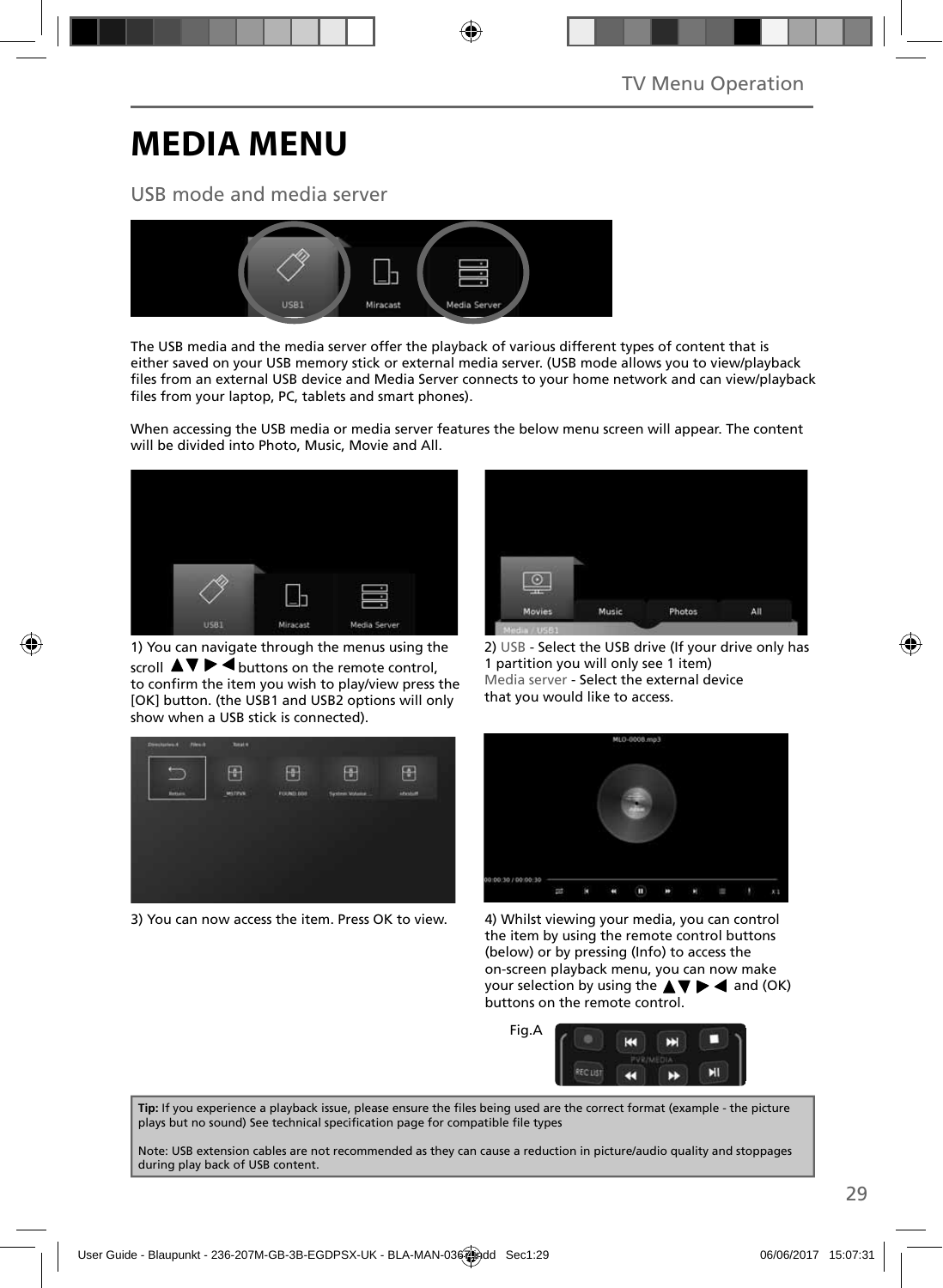# MEDIA MENU

## USB mode and media server

The USB media and the media server offer the playback of various different types of content that is either saved on your USB memory stick or external media server. (USB mode allows you to view/playback files from an external USB device and Media Server connects to your home network and can view/playback files from your laptop, PC, tablets and smart phones).

When accessing the USB media or media server features the below menu screen will appear. The content will be divided into Photo, Music, Movie and All.

1) You can navigate through the menus using the scroll ▲▼▶◀ buttons on the remote control, to confirm the item you wish to play/view press the [OK] button. (the USB1 and USB2 options will only show when a USB stick is connected).

2) USB - Select the USB drive (If your drive only has 1 partition you will only see 1 item)
Media server - Select the external device that you would like to access.

3) You can now access the item. Press OK to view.

4) Whilst viewing your media, you can control the item by using the remote control buttons (below) or by pressing (Info) to access the on-screen playback menu, you can now make your selection by using the ▲▼▶◀ and (OK) buttons on the remote control.

Fig.A

**Tip:** If you experience a playback issue, please ensure the files being used are the correct format (example - the picture plays but no sound) See technical specification page for compatible file types

Note: USB extension cables are not recommended as they can cause a reduction in picture/audio quality and stoppages during play back of USB content.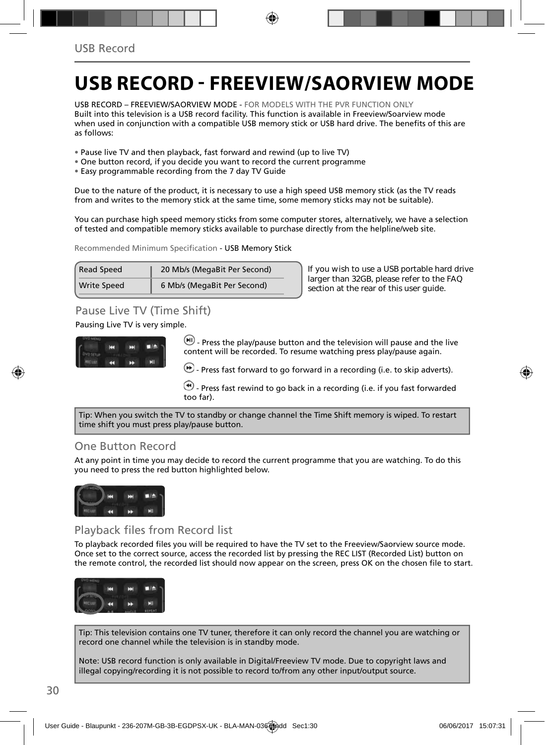# USB RECORD - FREEVIEW/SAORVIEW MODE

USB RECORD – FREEVIEW/SAORVIEW MODE - FOR MODELS WITH THE PVR FUNCTION ONLY
Built into this television is a USB record facility. This function is available in Freeview/Soarview mode when used in conjunction with a compatible USB memory stick or USB hard drive. The benefits of this are as follows:

- Pause live TV and then playback, fast forward and rewind (up to live TV)
- One button record, if you decide you want to record the current programme
- Easy programmable recording from the 7 day TV Guide

Due to the nature of the product, it is necessary to use a high speed USB memory stick (as the TV reads from and writes to the memory stick at the same time, some memory sticks may not be suitable).

You can purchase high speed memory sticks from some computer stores, alternatively, we have a selection of tested and compatible memory sticks available to purchase directly from the helpline/web site.

Recommended Minimum Specification - USB Memory Stick

| | |
|---|---|
| Read Speed | 20 Mb/s (MegaBit Per Second) |
| Write Speed | 6 Mb/s (MegaBit Per Second) |

If you wish to use a USB portable hard drive larger than 32GB, please refer to the FAQ section at the rear of this user guide.

## Pause Live TV (Time Shift)

Pausing Live TV is very simple.

- Press the play/pause button and the television will pause and the live content will be recorded. To resume watching press play/pause again.

- Press fast forward to go forward in a recording (i.e. to skip adverts).

- Press fast rewind to go back in a recording (i.e. if you fast forwarded too far).

Tip: When you switch the TV to standby or change channel the Time Shift memory is wiped. To restart time shift you must press play/pause button.

## One Button Record

At any point in time you may decide to record the current programme that you are watching. To do this you need to press the red button highlighted below.

## Playback files from Record list

To playback recorded files you will be required to have the TV set to the Freeview/Saorview source mode. Once set to the correct source, access the recorded list by pressing the REC LIST (Recorded List) button on the remote control, the recorded list should now appear on the screen, press OK on the chosen file to start.

Tip: This television contains one TV tuner, therefore it can only record the channel you are watching or record one channel while the television is in standby mode.

Note: USB record function is only available in Digital/Freeview TV mode. Due to copyright laws and illegal copying/recording it is not possible to record to/from any other input/output source.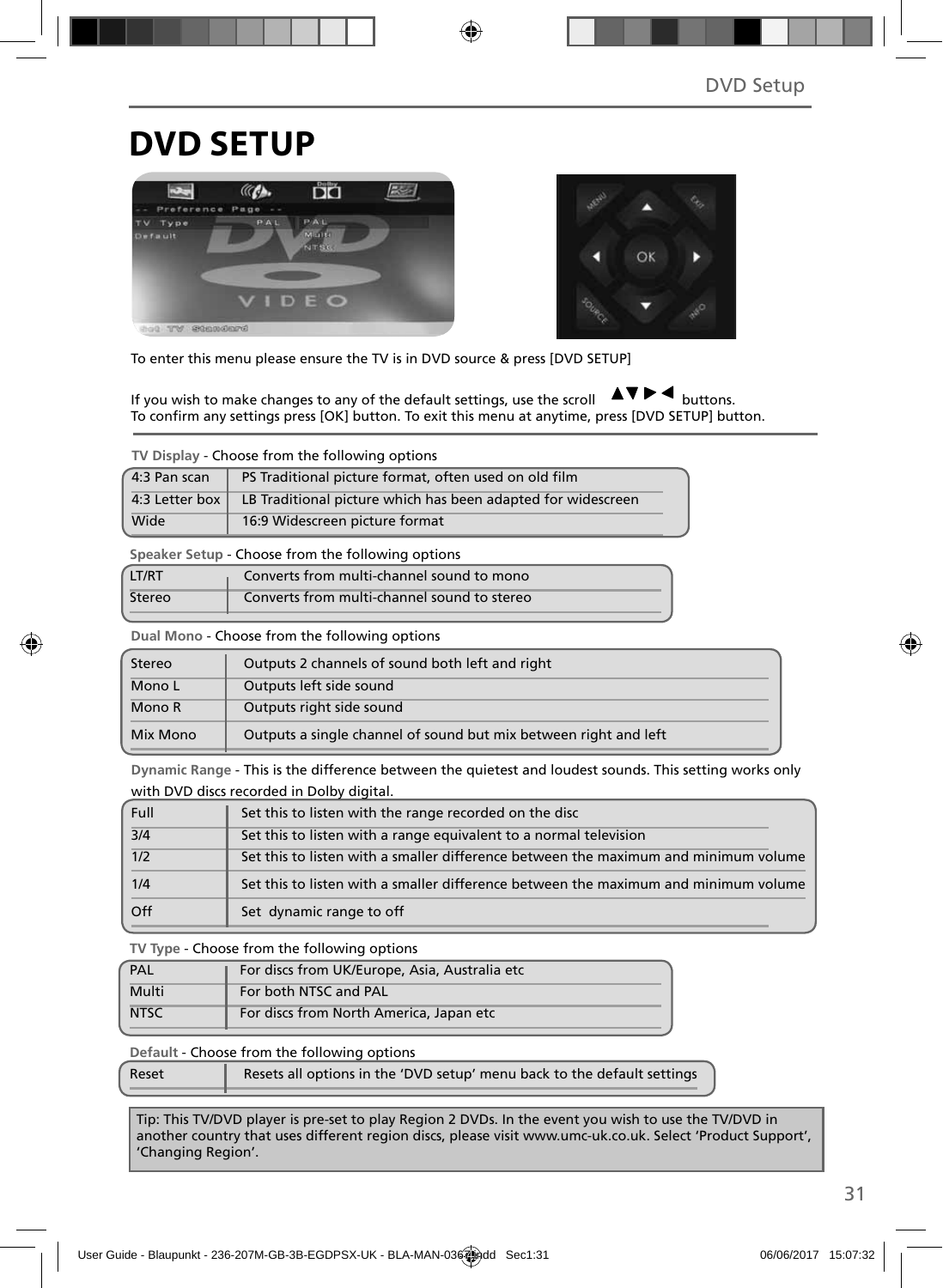# DVD SETUP

To enter this menu please ensure the TV is in DVD source & press [DVD SETUP]

If you wish to make changes to any of the default settings, use the scroll ▲▼▶◀ buttons.
To confirm any settings press [OK] button. To exit this menu at anytime, press [DVD SETUP] button.

**TV Display** - Choose from the following options

| | |
|---|---|
| 4:3 Pan scan | PS Traditional picture format, often used on old film |
| 4:3 Letter box | LB Traditional picture which has been adapted for widescreen |
| Wide | 16:9 Widescreen picture format |

**Speaker Setup** - Choose from the following options

| | |
|---|---|
| LT/RT | Converts from multi-channel sound to mono |
| Stereo | Converts from multi-channel sound to stereo |

**Dual Mono** - Choose from the following options

| | |
|---|---|
| Stereo | Outputs 2 channels of sound both left and right |
| Mono L | Outputs left side sound |
| Mono R | Outputs right side sound |
| Mix Mono | Outputs a single channel of sound but mix between right and left |

**Dynamic Range** - This is the difference between the quietest and loudest sounds. This setting works only with DVD discs recorded in Dolby digital.

| | |
|---|---|
| Full | Set this to listen with the range recorded on the disc |
| 3/4 | Set this to listen with a range equivalent to a normal television |
| 1/2 | Set this to listen with a smaller difference between the maximum and minimum volume |
| 1/4 | Set this to listen with a smaller difference between the maximum and minimum volume |
| Off | Set dynamic range to off |

**TV Type** - Choose from the following options

| | |
|---|---|
| PAL | For discs from UK/Europe, Asia, Australia etc |
| Multi | For both NTSC and PAL |
| NTSC | For discs from North America, Japan etc |

**Default** - Choose from the following options

| | |
|---|---|
| Reset | Resets all options in the 'DVD setup' menu back to the default settings |

Tip: This TV/DVD player is pre-set to play Region 2 DVDs. In the event you wish to use the TV/DVD in another country that uses different region discs, please visit www.umc-uk.co.uk. Select 'Product Support', 'Changing Region'.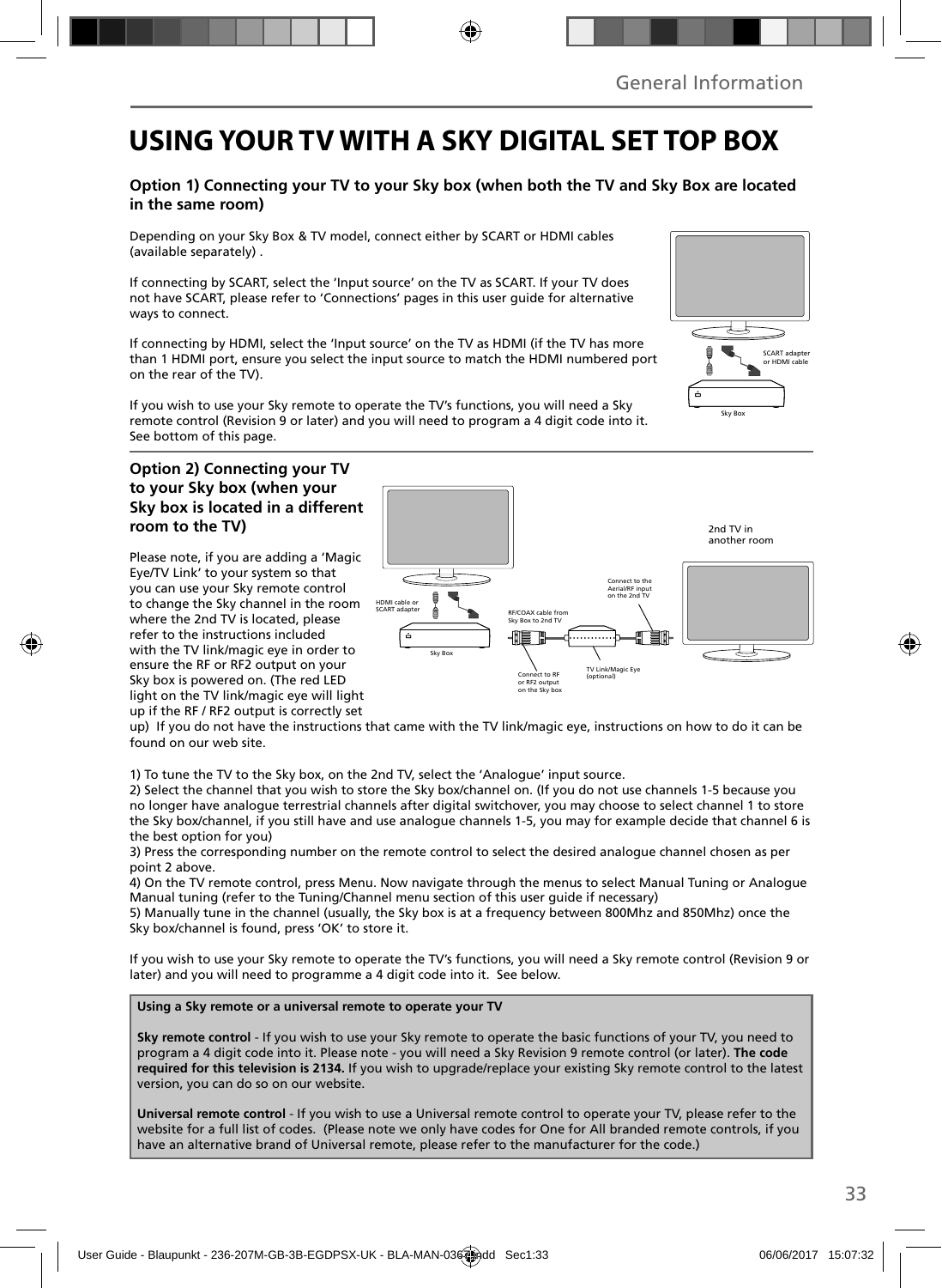# USING YOUR TV WITH A SKY DIGITAL SET TOP BOX

### Option 1) Connecting your TV to your Sky box (when both the TV and Sky Box are located in the same room)

Depending on your Sky Box & TV model, connect either by SCART or HDMI cables (available separately) .

If connecting by SCART, select the 'Input source' on the TV as SCART. If your TV does not have SCART, please refer to 'Connections' pages in this user guide for alternative ways to connect.

If connecting by HDMI, select the 'Input source' on the TV as HDMI (if the TV has more than 1 HDMI port, ensure you select the input source to match the HDMI numbered port on the rear of the TV).

If you wish to use your Sky remote to operate the TV's functions, you will need a Sky remote control (Revision 9 or later) and you will need to program a 4 digit code into it. See bottom of this page.

SCART adapter or HDMI cable

Sky Box

### Option 2) Connecting your TV to your Sky box (when your Sky box is located in a different room to the TV)

Please note, if you are adding a 'Magic Eye/TV Link' to your system so that you can use your Sky remote control to change the Sky channel in the room where the 2nd TV is located, please refer to the instructions included with the TV link/magic eye in order to ensure the RF or RF2 output on your Sky box is powered on. (The red LED light on the TV link/magic eye will light up if the RF / RF2 output is correctly set up) If you do not have the instructions that came with the TV link/magic eye, instructions on how to do it can be found on our web site.

2nd TV in another room

HDMI cable or SCART adapter

RF/COAX cable from Sky Box to 2nd TV

Connect to the Aerial/RF input on the 2nd TV

Sky Box

Connect to RF or RF2 output on the Sky box

TV Link/Magic Eye (optional)

1) To tune the TV to the Sky box, on the 2nd TV, select the 'Analogue' input source.
2) Select the channel that you wish to store the Sky box/channel on. (If you do not use channels 1-5 because you no longer have analogue terrestrial channels after digital switchover, you may choose to select channel 1 to store the Sky box/channel, if you still have and use analogue channels 1-5, you may for example decide that channel 6 is the best option for you)
3) Press the corresponding number on the remote control to select the desired analogue channel chosen as per point 2 above.
4) On the TV remote control, press Menu. Now navigate through the menus to select Manual Tuning or Analogue Manual tuning (refer to the Tuning/Channel menu section of this user guide if necessary)
5) Manually tune in the channel (usually, the Sky box is at a frequency between 800Mhz and 850Mhz) once the Sky box/channel is found, press 'OK' to store it.

If you wish to use your Sky remote to operate the TV's functions, you will need a Sky remote control (Revision 9 or later) and you will need to programme a 4 digit code into it. See below.

**Using a Sky remote or a universal remote to operate your TV**

**Sky remote control** - If you wish to use your Sky remote to operate the basic functions of your TV, you need to program a 4 digit code into it. Please note - you will need a Sky Revision 9 remote control (or later). **The code required for this television is 2134.** If you wish to upgrade/replace your existing Sky remote control to the latest version, you can do so on our website.

**Universal remote control** - If you wish to use a Universal remote control to operate your TV, please refer to the website for a full list of codes. (Please note we only have codes for One for All branded remote controls, if you have an alternative brand of Universal remote, please refer to the manufacturer for the code.)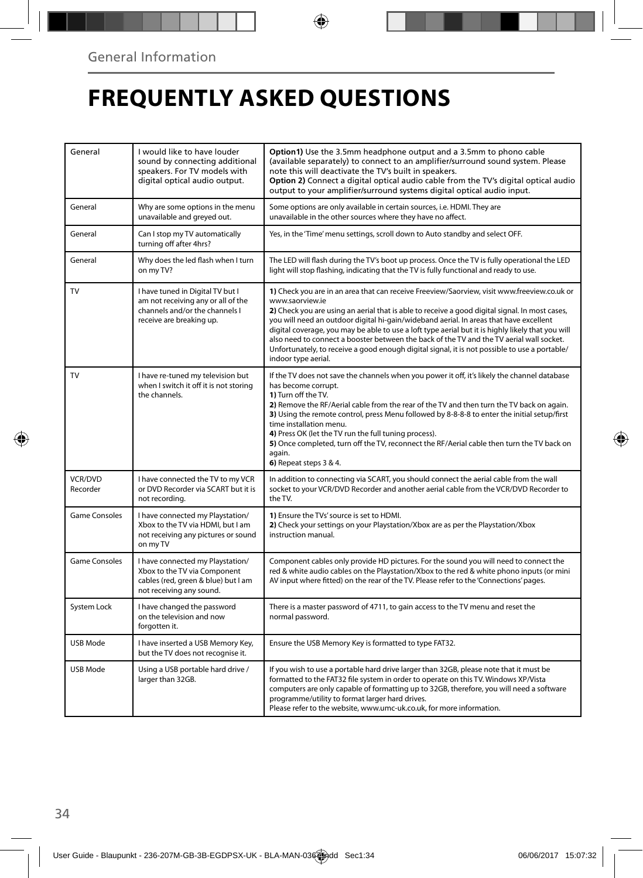General Information

# FREQUENTLY ASKED QUESTIONS

| General | I would like to have louder sound by connecting additional speakers. For TV models with digital optical audio output. | **Option1)** Use the 3.5mm headphone output and a 3.5mm to phono cable (available separately) to connect to an amplifier/surround sound system. Please note this will deactivate the TV's built in speakers.<br>**Option 2)** Connect a digital optical audio cable from the TV's digital optical audio output to your amplifier/surround systems digital optical audio input. |
|---|---|---|
| General | Why are some options in the menu unavailable and greyed out. | Some options are only available in certain sources, i.e. HDMI. They are unavailable in the other sources where they have no affect. |
| General | Can I stop my TV automatically turning off after 4hrs? | Yes, in the 'Time' menu settings, scroll down to Auto standby and select OFF. |
| General | Why does the led flash when I turn on my TV? | The LED will flash during the TV's boot up process. Once the TV is fully operational the LED light will stop flashing, indicating that the TV is fully functional and ready to use. |
| TV | I have tuned in Digital TV but I am not receiving any or all of the channels and/or the channels I receive are breaking up. | **1)** Check you are in an area that can receive Freeview/Saorview, visit www.freeview.co.uk or www.saorview.ie<br>**2)** Check you are using an aerial that is able to receive a good digital signal. In most cases, you will need an outdoor digital hi-gain/wideband aerial. In areas that have excellent digital coverage, you may be able to use a loft type aerial but it is highly likely that you will also need to connect a booster between the back of the TV and the TV aerial wall socket. Unfortunately, to receive a good enough digital signal, it is not possible to use a portable/indoor type aerial. |
| TV | I have re-tuned my television but when I switch it off it is not storing the channels. | If the TV does not save the channels when you power it off, it's likely the channel database has become corrupt.<br>**1)** Turn off the TV.<br>**2)** Remove the RF/Aerial cable from the rear of the TV and then turn the TV back on again.<br>**3)** Using the remote control, press Menu followed by 8-8-8-8 to enter the initial setup/first time installation menu.<br>**4)** Press OK (let the TV run the full tuning process).<br>**5)** Once completed, turn off the TV, reconnect the RF/Aerial cable then turn the TV back on again.<br>**6)** Repeat steps 3 & 4. |
| VCR/DVD Recorder | I have connected the TV to my VCR or DVD Recorder via SCART but it is not recording. | In addition to connecting via SCART, you should connect the aerial cable from the wall socket to your VCR/DVD Recorder and another aerial cable from the VCR/DVD Recorder to the TV. |
| Game Consoles | I have connected my Playstation/Xbox to the TV via HDMI, but I am not receiving any pictures or sound on my TV | **1)** Ensure the TVs' source is set to HDMI.<br>**2)** Check your settings on your Playstation/Xbox are as per the Playstation/Xbox instruction manual. |
| Game Consoles | I have connected my Playstation/Xbox to the TV via Component cables (red, green & blue) but I am not receiving any sound. | Component cables only provide HD pictures. For the sound you will need to connect the red & white audio cables on the Playstation/Xbox to the red & white phono inputs (or mini AV input where fitted) on the rear of the TV. Please refer to the 'Connections' pages. |
| System Lock | I have changed the password on the television and now forgotten it. | There is a master password of 4711, to gain access to the TV menu and reset the normal password. |
| USB Mode | I have inserted a USB Memory Key, but the TV does not recognise it. | Ensure the USB Memory Key is formatted to type FAT32. |
| USB Mode | Using a USB portable hard drive / larger than 32GB. | If you wish to use a portable hard drive larger than 32GB, please note that it must be formatted to the FAT32 file system in order to operate on this TV. Windows XP/Vista computers are only capable of formatting up to 32GB, therefore, you will need a software programme/utility to format larger hard drives.<br>Please refer to the website, www.umc-uk.co.uk, for more information. |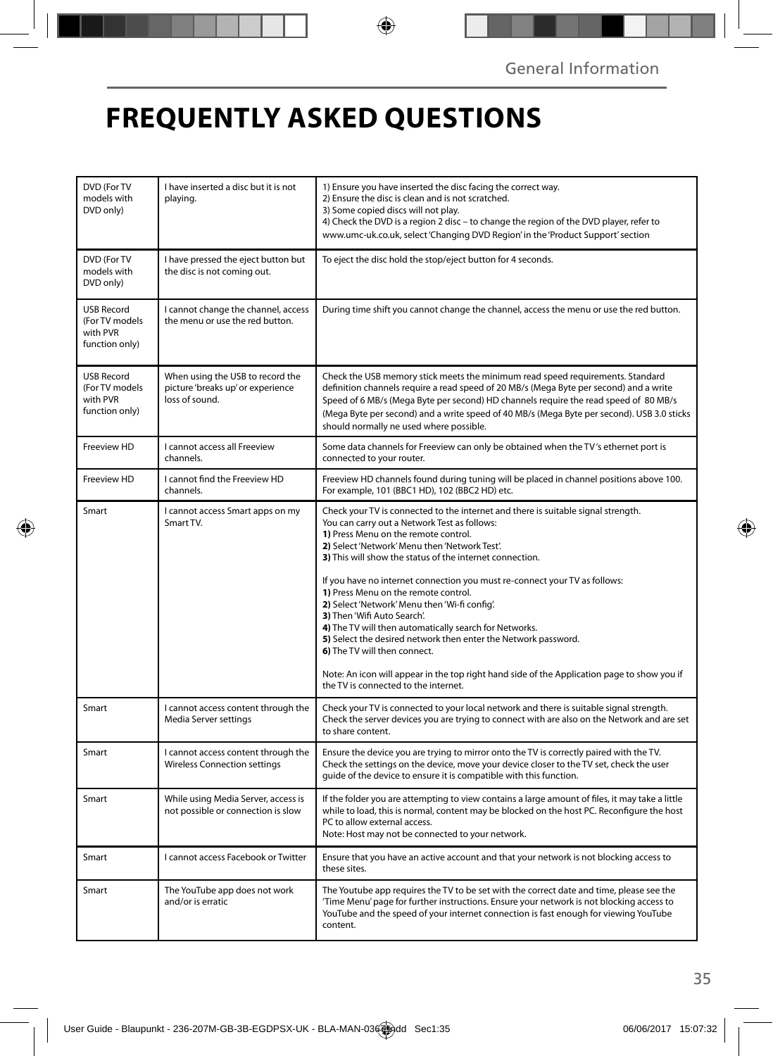# FREQUENTLY ASKED QUESTIONS

| | | |
|---|---|---|
| DVD (For TV models with DVD only) | I have inserted a disc but it is not playing. | 1) Ensure you have inserted the disc facing the correct way.<br>2) Ensure the disc is clean and is not scratched.<br>3) Some copied discs will not play.<br>4) Check the DVD is a region 2 disc – to change the region of the DVD player, refer to www.umc-uk.co.uk, select 'Changing DVD Region' in the 'Product Support' section |
| DVD (For TV models with DVD only) | I have pressed the eject button but the disc is not coming out. | To eject the disc hold the stop/eject button for 4 seconds. |
| USB Record (For TV models with PVR function only) | I cannot change the channel, access the menu or use the red button. | During time shift you cannot change the channel, access the menu or use the red button. |
| USB Record (For TV models with PVR function only) | When using the USB to record the picture 'breaks up' or experience loss of sound. | Check the USB memory stick meets the minimum read speed requirements. Standard definition channels require a read speed of 20 MB/s (Mega Byte per second) and a write Speed of 6 MB/s (Mega Byte per second) HD channels require the read speed of 80 MB/s (Mega Byte per second) and a write speed of 40 MB/s (Mega Byte per second). USB 3.0 sticks should normally ne used where possible. |
| Freeview HD | I cannot access all Freeview channels. | Some data channels for Freeview can only be obtained when the TV 's ethernet port is connected to your router. |
| Freeview HD | I cannot find the Freeview HD channels. | Freeview HD channels found during tuning will be placed in channel positions above 100. For example, 101 (BBC1 HD), 102 (BBC2 HD) etc. |
| Smart | I cannot access Smart apps on my Smart TV. | Check your TV is connected to the internet and there is suitable signal strength.<br>You can carry out a Network Test as follows:<br>**1)** Press Menu on the remote control.<br>**2)** Select 'Network' Menu then 'Network Test'.<br>**3)** This will show the status of the internet connection.<br><br>If you have no internet connection you must re-connect your TV as follows:<br>**1)** Press Menu on the remote control.<br>**2)** Select 'Network' Menu then 'Wi-fi config'.<br>**3)** Then 'Wifi Auto Search'.<br>**4)** The TV will then automatically search for Networks.<br>**5)** Select the desired network then enter the Network password.<br>**6)** The TV will then connect.<br><br>Note: An icon will appear in the top right hand side of the Application page to show you if the TV is connected to the internet. |
| Smart | I cannot access content through the Media Server settings | Check your TV is connected to your local network and there is suitable signal strength. Check the server devices you are trying to connect with are also on the Network and are set to share content. |
| Smart | I cannot access content through the Wireless Connection settings | Ensure the device you are trying to mirror onto the TV is correctly paired with the TV. Check the settings on the device, move your device closer to the TV set, check the user guide of the device to ensure it is compatible with this function. |
| Smart | While using Media Server, access is not possible or connection is slow | If the folder you are attempting to view contains a large amount of files, it may take a little while to load, this is normal, content may be blocked on the host PC. Reconfigure the host PC to allow external access.<br>Note: Host may not be connected to your network. |
| Smart | I cannot access Facebook or Twitter | Ensure that you have an active account and that your network is not blocking access to these sites. |
| Smart | The YouTube app does not work and/or is erratic | The Youtube app requires the TV to be set with the correct date and time, please see the 'Time Menu' page for further instructions. Ensure your network is not blocking access to YouTube and the speed of your internet connection is fast enough for viewing YouTube content. |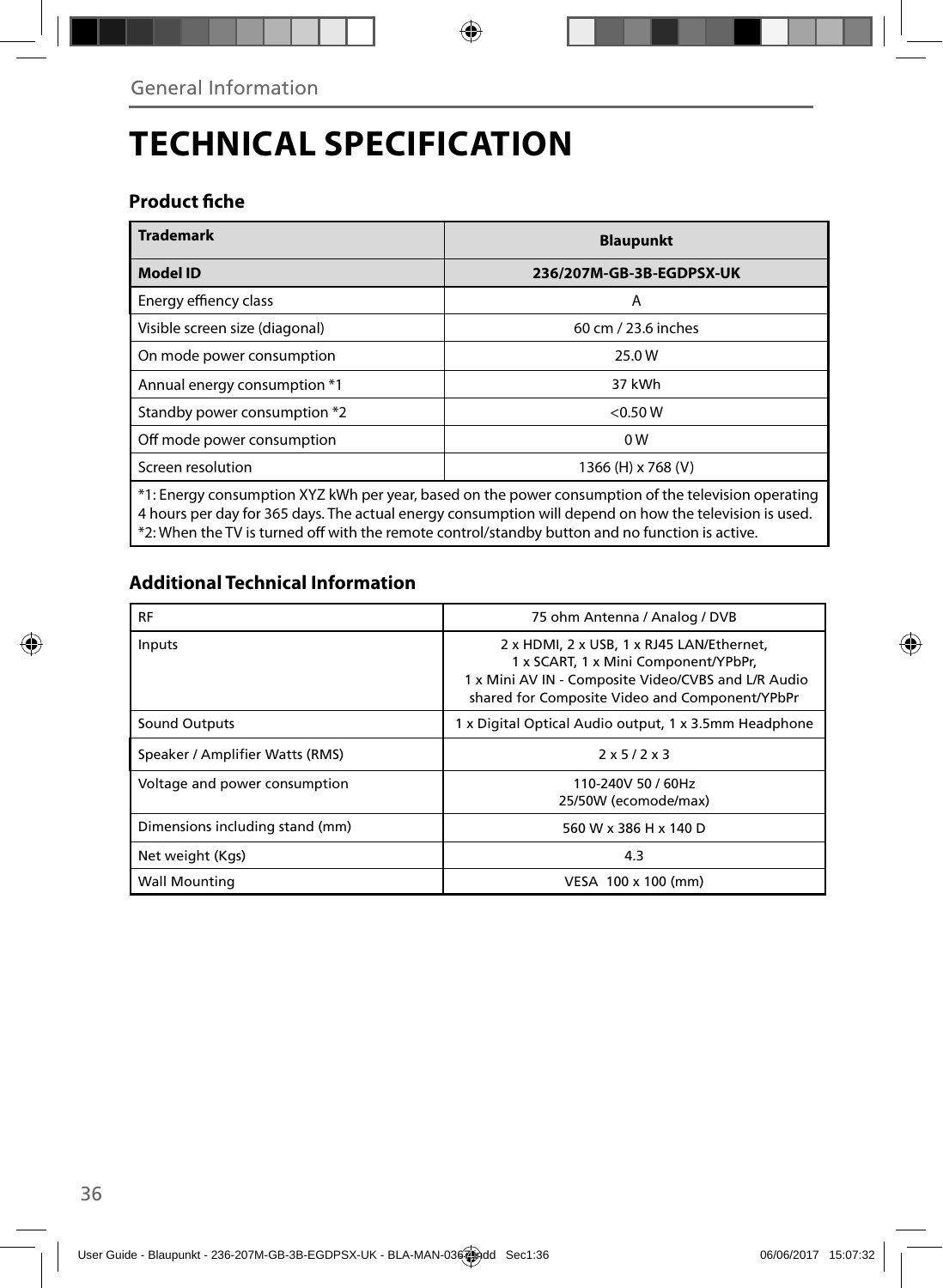General Information

# TECHNICAL SPECIFICATION

### Product fiche

| Trademark | Blaupunkt |
|---|---|
| **Model ID** | **236/207M-GB-3B-EGDPSX-UK** |
| Energy effiency class | A |
| Visible screen size (diagonal) | 60 cm / 23.6 inches |
| On mode power consumption | 25.0 W |
| Annual energy consumption *1 | 37 kWh |
| Standby power consumption *2 | <0.50 W |
| Off mode power consumption | 0 W |
| Screen resolution | 1366 (H) x 768 (V) |

*1: Energy consumption XYZ kWh per year, based on the power consumption of the television operating 4 hours per day for 365 days. The actual energy consumption will depend on how the television is used.
*2: When the TV is turned off with the remote control/standby button and no function is active.

### Additional Technical Information

| RF | 75 ohm Antenna / Analog / DVB |
|---|---|
| Inputs | 2 x HDMI, 2 x USB, 1 x RJ45 LAN/Ethernet, 1 x SCART, 1 x Mini Component/YPbPr, 1 x Mini AV IN - Composite Video/CVBS and L/R Audio shared for Composite Video and Component/YPbPr |
| Sound Outputs | 1 x Digital Optical Audio output, 1 x 3.5mm Headphone |
| Speaker / Amplifier Watts (RMS) | 2 x 5 / 2 x 3 |
| Voltage and power consumption | 110-240V 50 / 60Hz 25/50W (ecomode/max) |
| Dimensions including stand (mm) | 560 W x 386 H x 140 D |
| Net weight (Kgs) | 4.3 |
| Wall Mounting | VESA 100 x 100 (mm) |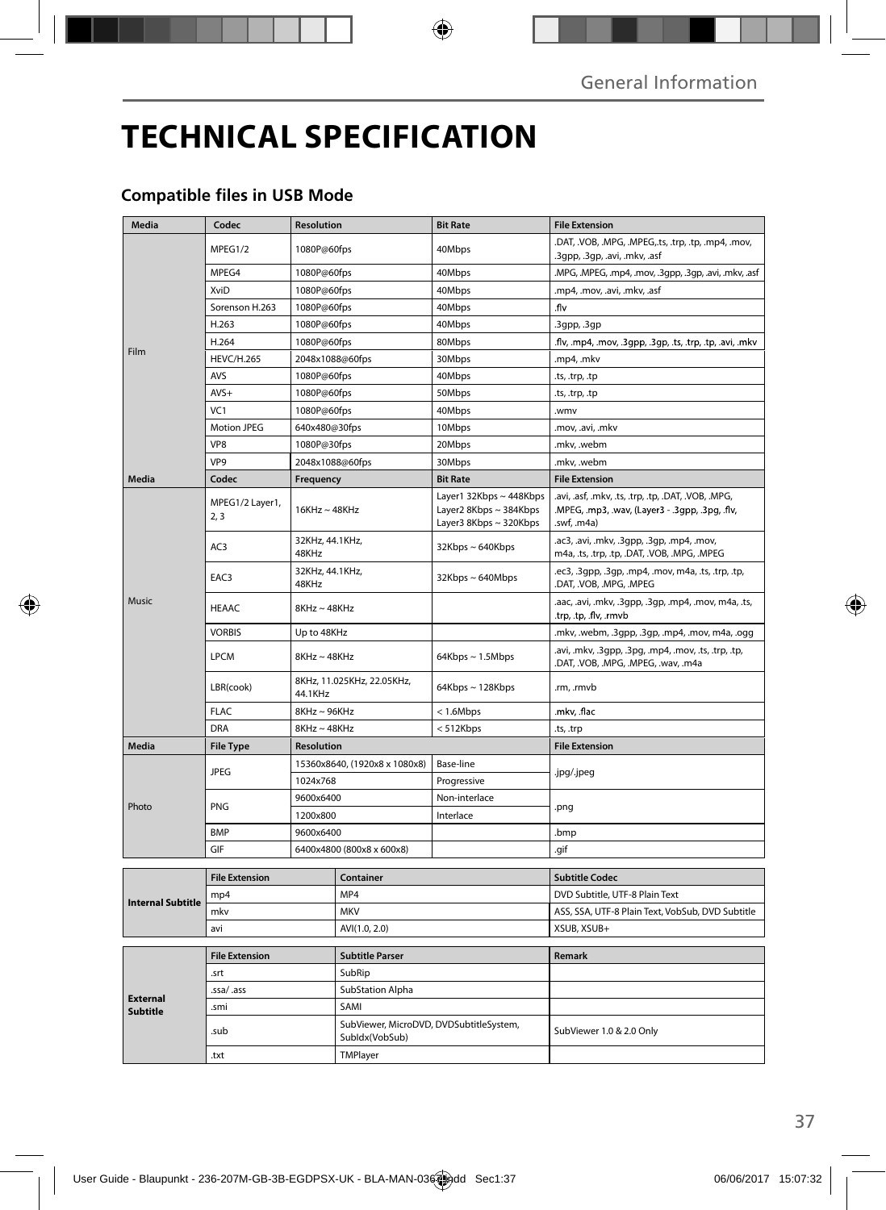# TECHNICAL SPECIFICATION

## Compatible files in USB Mode

| Media | Codec | Resolution | Bit Rate | File Extension |
|---|---|---|---|---|
| Film | MPEG1/2 | 1080P@60fps | 40Mbps | .DAT, .VOB, .MPG, .MPEG,.ts, .trp, .tp, .mp4, .mov, .3gpp, .3gp, .avi, .mkv, .asf |
| | MPEG4 | 1080P@60fps | 40Mbps | .MPG, .MPEG, .mp4, .mov, .3gpp, .3gp, .avi, .mkv, .asf |
| | XviD | 1080P@60fps | 40Mbps | .mp4, .mov, .avi, .mkv, .asf |
| | Sorenson H.263 | 1080P@60fps | 40Mbps | .flv |
| | H.263 | 1080P@60fps | 40Mbps | .3gpp, .3gp |
| | H.264 | 1080P@60fps | 80Mbps | .flv, .mp4, .mov, .3gpp, .3gp, .ts, .trp, .tp, .avi, .mkv |
| | HEVC/H.265 | 2048x1088@60fps | 30Mbps | .mp4, .mkv |
| | AVS | 1080P@60fps | 40Mbps | .ts, .trp, .tp |
| | AVS+ | 1080P@60fps | 50Mbps | .ts, .trp, .tp |
| | VC1 | 1080P@60fps | 40Mbps | .wmv |
| | Motion JPEG | 640x480@30fps | 10Mbps | .mov, .avi, .mkv |
| | VP8 | 1080P@30fps | 20Mbps | .mkv, .webm |
| | VP9 | 2048x1088@60fps | 30Mbps | .mkv, .webm |
| **Media** | **Codec** | **Frequency** | **Bit Rate** | **File Extension** |
| Music | MPEG1/2 Layer1, 2, 3 | 16KHz ~ 48KHz | Layer1 32Kbps ~ 448Kbps Layer2 8Kbps ~ 384Kbps Layer3 8Kbps ~ 320Kbps | .avi, .asf, .mkv, .ts, .trp, .tp, .DAT, .VOB, .MPG, .MPEG, .mp3, .wav, (Layer3 - .3gpp, .3pg, .flv, .swf, .m4a) |
| | AC3 | 32KHz, 44.1KHz, 48KHz | 32Kbps ~ 640Kbps | .ac3, .avi, .mkv, .3gpp, .3gp, .mp4, .mov, m4a, .ts, .trp, .tp, .DAT, .VOB, .MPG, .MPEG |
| | EAC3 | 32KHz, 44.1KHz, 48KHz | 32Kbps ~ 640Mbps | .ec3, .3gpp, .3gp, .mp4, .mov, m4a, .ts, .trp, .tp, .DAT, .VOB, .MPG, .MPEG |
| | HEAAC | 8KHz ~ 48KHz | | .aac, .avi, .mkv, .3gpp, .3gp, .mp4, .mov, m4a, .ts, .trp, .tp, .flv, .rmvb |
| | VORBIS | Up to 48KHz | | .mkv, .webm, .3gpp, .3gp, .mp4, .mov, m4a, .ogg |
| | LPCM | 8KHz ~ 48KHz | 64Kbps ~ 1.5Mbps | .avi, .mkv, .3gpp, .3pg, .mp4, .mov, .ts, .trp, .tp, .DAT, .VOB, .MPG, .MPEG, .wav, .m4a |
| | LBR(cook) | 8KHz, 11.025KHz, 22.05KHz, 44.1KHz | 64Kbps ~ 128Kbps | .rm, .rmvb |
| | FLAC | 8KHz ~ 96KHz | < 1.6Mbps | .mkv, .flac |
| | DRA | 8KHz ~ 48KHz | < 512Kbps | .ts, .trp |
| **Media** | **File Type** | **Resolution** | | **File Extension** |
| Photo | JPEG | 15360x8640, (1920x8 x 1080x8) | Base-line | .jpg/.jpeg |
| | | 1024x768 | Progressive | |
| | PNG | 9600x6400 | Non-interlace | .png |
| | | 1200x800 | Interlace | |
| | BMP | 9600x6400 | | .bmp |
| | GIF | 6400x4800 (800x8 x 600x8) | | .gif |

| | File Extension | Container | Subtitle Codec |
|---|---|---|---|
| **Internal Subtitle** | mp4 | MP4 | DVD Subtitle, UTF-8 Plain Text |
| | mkv | MKV | ASS, SSA, UTF-8 Plain Text, VobSub, DVD Subtitle |
| | avi | AVI(1.0, 2.0) | XSUB, XSUB+ |

| | File Extension | Subtitle Parser | Remark |
|---|---|---|---|
| **External Subtitle** | .srt | SubRip | |
| | .ssa/ .ass | SubStation Alpha | |
| | .smi | SAMI | |
| | .sub | SubViewer, MicroDVD, DVDSubtitleSystem, SubIdx(VobSub) | SubViewer 1.0 & 2.0 Only |
| | .txt | TMPlayer | |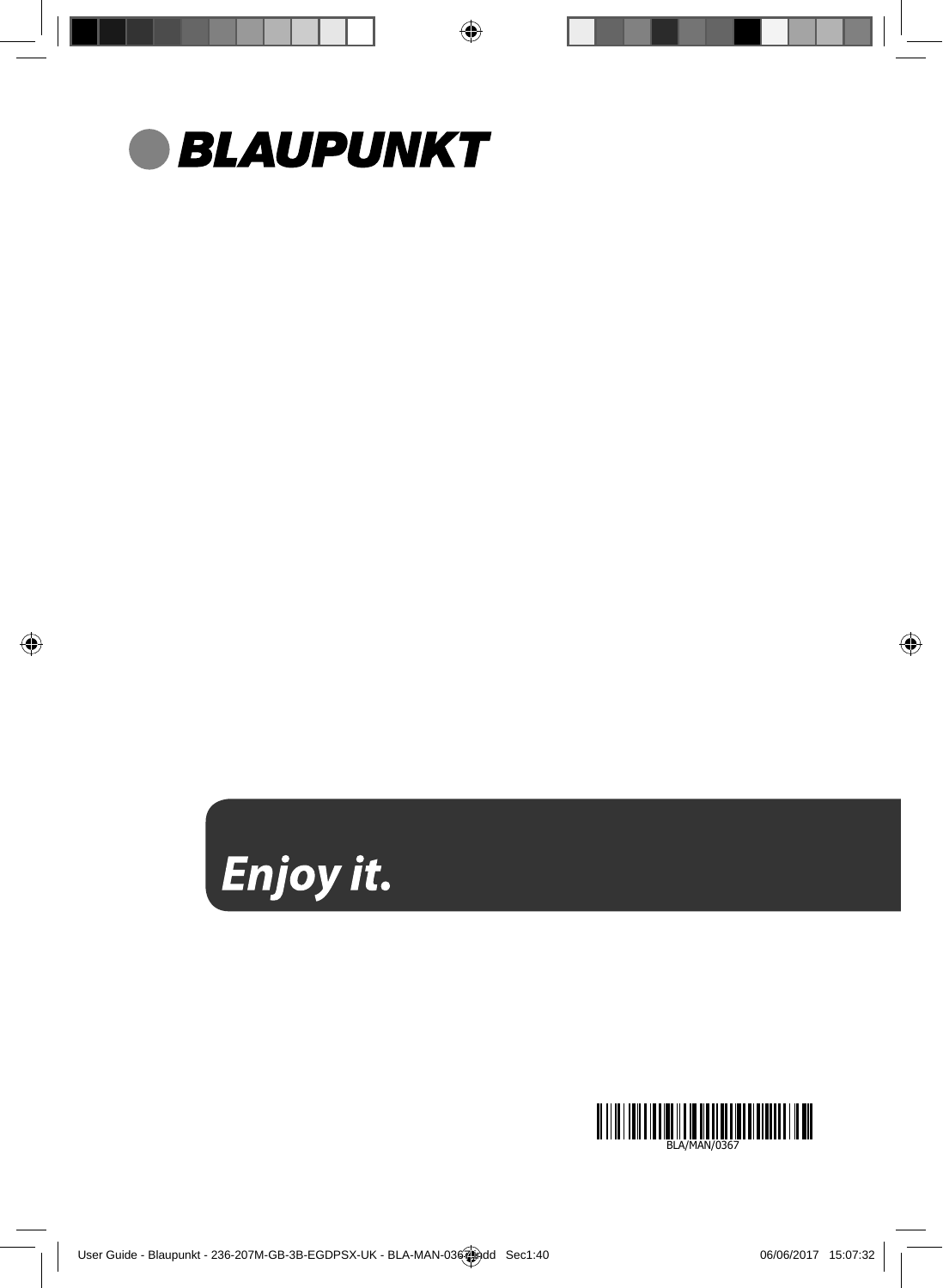BLAUPUNKT

*Enjoy it.*

BLA/MAN/0367